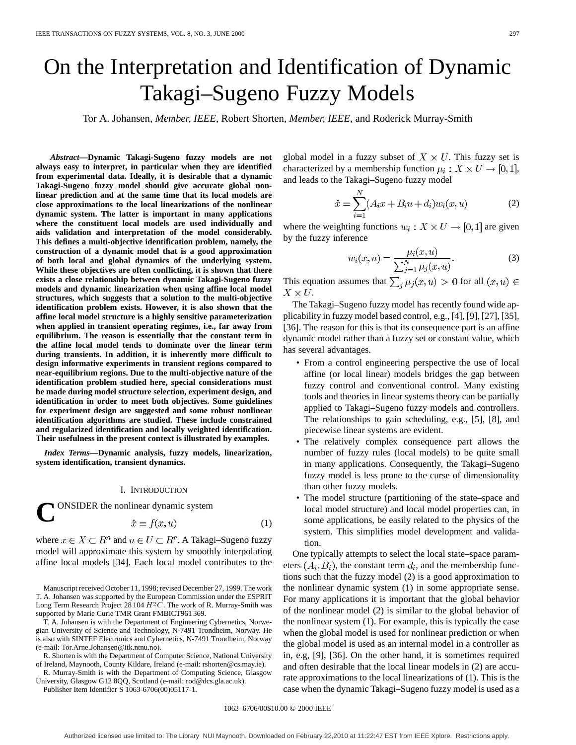# On the Interpretation and Identification of Dynamic Takagi–Sugeno Fuzzy Models

Tor A. Johansen, *Member, IEEE*, Robert Shorten, *Member, IEEE*, and Roderick Murray-Smith

***Abstract*—Dynamic Takagi-Sugeno fuzzy models are not always easy to interpret, in particular when they are identified from experimental data. Ideally, it is desirable that a dynamic Takagi-Sugeno fuzzy model should give accurate global nonlinear prediction and at the same time that its local models are close approximations to the local linearizations of the nonlinear dynamic system. The latter is important in many applications where the constituent local models are used individually and aids validation and interpretation of the model considerably. This defines a multi-objective identification problem, namely, the construction of a dynamic model that is a good approximation of both local and global dynamics of the underlying system. While these objectives are often conflicting, it is shown that there exists a close relationship between dynamic Takagi-Sugeno fuzzy models and dynamic linearization when using affine local model structures, which suggests that a solution to the multi-objective identification problem exists. However, it is also shown that the affine local model structure is a highly sensitive parameterization when applied in transient operating regimes, i.e., far away from equilibrium. The reason is essentially that the constant term in the affine local model tends to dominate over the linear term during transients. In addition, it is inherently more difficult to design informative experiments in transient regions compared to near-equilibrium regions. Due to the multi-objective nature of the identification problem studied here, special considerations must be made during model structure selection, experiment design, and identification in order to meet both objectives. Some guidelines for experiment design are suggested and some robust nonlinear identification algorithms are studied. These include constrained and regularized identification and locally weighted identification. Their usefulness in the present context is illustrated by examples.**

***Index Terms*—Dynamic analysis, fuzzy models, linearization, system identification, transient dynamics.**

## I. Introduction

Consider the nonlinear dynamic system

$$\dot{x} = f(x, u) \tag{1}$$

where $x \in X \subset R^n$ and $u \in U \subset R^r$. A Takagi–Sugeno fuzzy model will approximate this system by smoothly interpolating affine local models [34]. Each local model contributes to the global model in a fuzzy subset of $X \times U$. This fuzzy set is characterized by a membership function $\mu_i : X \times U \to [0, 1]$, and leads to the Takagi–Sugeno fuzzy model

$$\dot{x} = \sum_{i=1}^{N} (A_i x + B_i u + d_i) w_i(x, u) \tag{2}$$

where the weighting functions $w_i : X \times U \to [0, 1]$ are given by the fuzzy inference

$$w_i(x, u) = \frac{\mu_i(x, u)}{\sum_{j=1}^{N} \mu_j(x, u)}. \tag{3}$$

This equation assumes that $\sum_j \mu_j(x, u) > 0$ for all $(x, u) \in X \times U$.

The Takagi–Sugeno fuzzy model has recently found wide applicability in fuzzy model based control, e.g., [4], [9], [27], [35], [36]. The reason for this is that its consequence part is an affine dynamic model rather than a fuzzy set or constant value, which has several advantages.

- From a control engineering perspective the use of local affine (or local linear) models bridges the gap between fuzzy control and conventional control. Many existing tools and theories in linear systems theory can be partially applied to Takagi–Sugeno fuzzy models and controllers. The relationships to gain scheduling, e.g., [5], [8], and piecewise linear systems are evident.
- The relatively complex consequence part allows the number of fuzzy rules (local models) to be quite small in many applications. Consequently, the Takagi–Sugeno fuzzy model is less prone to the curse of dimensionality than other fuzzy models.
- The model structure (partitioning of the state–space and local model structure) and local model properties can, in some applications, be easily related to the physics of the system. This simplifies model development and validation.

One typically attempts to select the local state–space parameters $(A_i, B_i)$, the constant term $d_i$, and the membership functions such that the fuzzy model (2) is a good approximation to the nonlinear dynamic system (1) in some appropriate sense. For many applications it is important that the global behavior of the nonlinear model (2) is similar to the global behavior of the nonlinear system (1). For example, this is typically the case when the global model is used for nonlinear prediction or when the global model is used as an internal model in a controller as in, e.g, [9], [36]. On the other hand, it is sometimes required and often desirable that the local linear models in (2) are accurate approximations to the local linearizations of (1). This is the case when the dynamic Takagi–Sugeno fuzzy model is used as a

---

Manuscript received October 11, 1998; revised December 27, 1999. The work T. A. Johansen was supported by the European Commission under the ESPRIT Long Term Research Project 28 104 $H^2C$. The work of R. Murray-Smith was supported by Marie Curie TMR Grant FMBICT961 369.

T. A. Johansen is with the Department of Engineering Cybernetics, Norwegian University of Science and Technology, N-7491 Trondheim, Norway. He is also with SINTEF Electronics and Cybernetics, N-7491 Trondheim, Norway (e-mail: Tor.Arne.Johansen@itk.ntnu.no).

R. Shorten is with the Department of Computer Science, National University of Ireland, Maynooth, County Kildare, Ireland (e-mail: rshorten@cs.may.ie).

R. Murray-Smith is with the Department of Computing Science, Glasgow University, Glasgow G12 8QQ, Scotland (e-mail: rod@dcs.gla.ac.uk).

Publisher Item Identifier S 1063-6706(00)05117-1.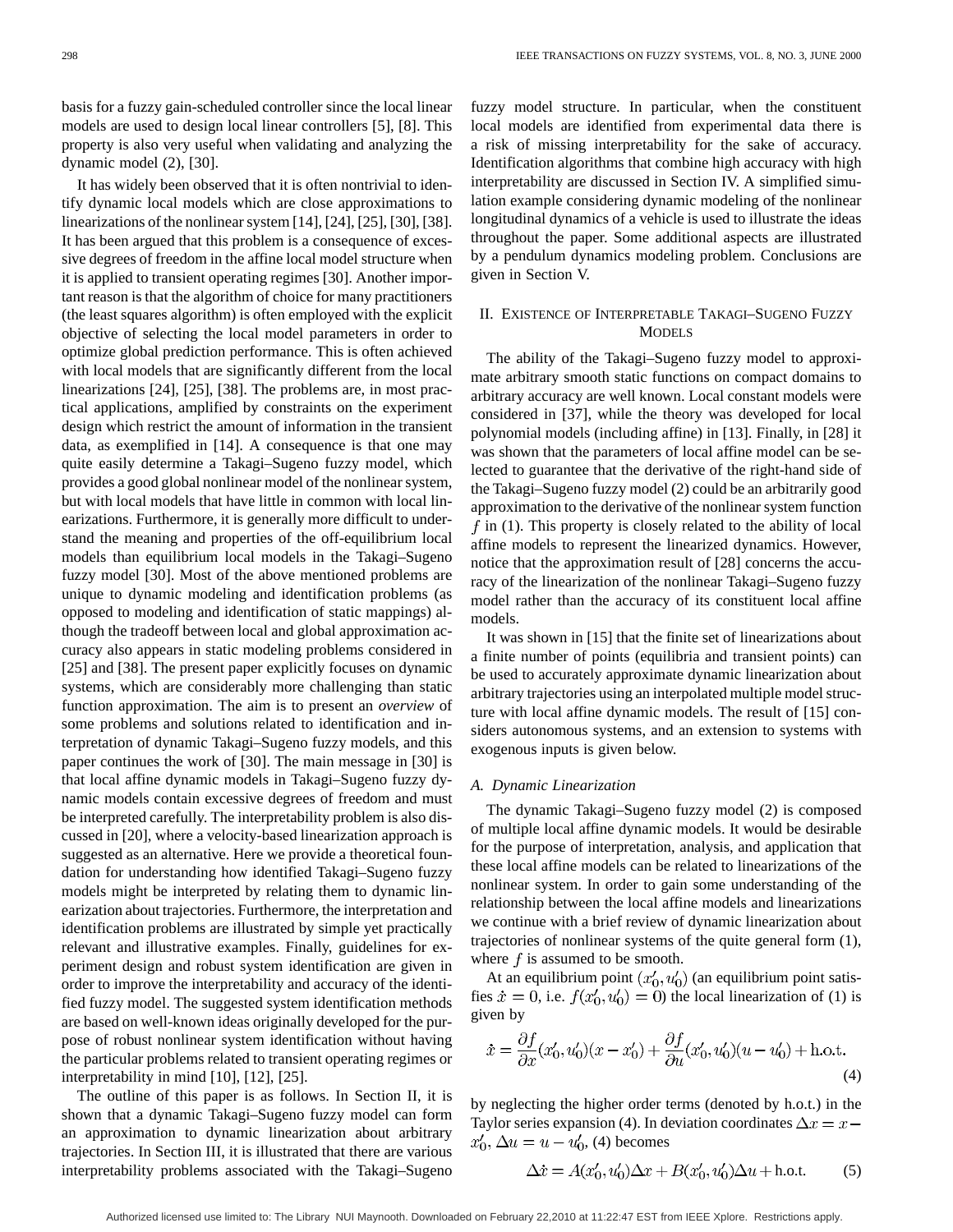basis for a fuzzy gain-scheduled controller since the local linear models are used to design local linear controllers [5], [8]. This property is also very useful when validating and analyzing the dynamic model (2), [30].

It has widely been observed that it is often nontrivial to identify dynamic local models which are close approximations to linearizations of the nonlinear system [14], [24], [25], [30], [38]. It has been argued that this problem is a consequence of excessive degrees of freedom in the affine local model structure when it is applied to transient operating regimes [30]. Another important reason is that the algorithm of choice for many practitioners (the least squares algorithm) is often employed with the explicit objective of selecting the local model parameters in order to optimize global prediction performance. This is often achieved with local models that are significantly different from the local linearizations [24], [25], [38]. The problems are, in most practical applications, amplified by constraints on the experiment design which restrict the amount of information in the transient data, as exemplified in [14]. A consequence is that one may quite easily determine a Takagi–Sugeno fuzzy model, which provides a good global nonlinear model of the nonlinear system, but with local models that have little in common with local linearizations. Furthermore, it is generally more difficult to understand the meaning and properties of the off-equilibrium local models than equilibrium local models in the Takagi–Sugeno fuzzy model [30]. Most of the above mentioned problems are unique to dynamic modeling and identification problems (as opposed to modeling and identification of static mappings) although the tradeoff between local and global approximation accuracy also appears in static modeling problems considered in [25] and [38]. The present paper explicitly focuses on dynamic systems, which are considerably more challenging than static function approximation. The aim is to present an *overview* of some problems and solutions related to identification and interpretation of dynamic Takagi–Sugeno fuzzy models, and this paper continues the work of [30]. The main message in [30] is that local affine dynamic models in Takagi–Sugeno fuzzy dynamic models contain excessive degrees of freedom and must be interpreted carefully. The interpretability problem is also discussed in [20], where a velocity-based linearization approach is suggested as an alternative. Here we provide a theoretical foundation for understanding how identified Takagi–Sugeno fuzzy models might be interpreted by relating them to dynamic linearization about trajectories. Furthermore, the interpretation and identification problems are illustrated by simple yet practically relevant and illustrative examples. Finally, guidelines for experiment design and robust system identification are given in order to improve the interpretability and accuracy of the identified fuzzy model. The suggested system identification methods are based on well-known ideas originally developed for the purpose of robust nonlinear system identification without having the particular problems related to transient operating regimes or interpretability in mind [10], [12], [25].

The outline of this paper is as follows. In Section II, it is shown that a dynamic Takagi–Sugeno fuzzy model can form an approximation to dynamic linearization about arbitrary trajectories. In Section III, it is illustrated that there are various interpretability problems associated with the Takagi–Sugeno fuzzy model structure. In particular, when the constituent local models are identified from experimental data there is a risk of missing interpretability for the sake of accuracy. Identification algorithms that combine high accuracy with high interpretability are discussed in Section IV. A simplified simulation example considering dynamic modeling of the nonlinear longitudinal dynamics of a vehicle is used to illustrate the ideas throughout the paper. Some additional aspects are illustrated by a pendulum dynamics modeling problem. Conclusions are given in Section V.

## II. Existence of Interpretable Takagi–Sugeno Fuzzy Models

The ability of the Takagi–Sugeno fuzzy model to approximate arbitrary smooth static functions on compact domains to arbitrary accuracy are well known. Local constant models were considered in [37], while the theory was developed for local polynomial models (including affine) in [13]. Finally, in [28] it was shown that the parameters of local affine model can be selected to guarantee that the derivative of the right-hand side of the Takagi–Sugeno fuzzy model (2) could be an arbitrarily good approximation to the derivative of the nonlinear system function $f$ in (1). This property is closely related to the ability of local affine models to represent the linearized dynamics. However, notice that the approximation result of [28] concerns the accuracy of the linearization of the nonlinear Takagi–Sugeno fuzzy model rather than the accuracy of its constituent local affine models.

It was shown in [15] that the finite set of linearizations about a finite number of points (equilibria and transient points) can be used to accurately approximate dynamic linearization about arbitrary trajectories using an interpolated multiple model structure with local affine dynamic models. The result of [15] considers autonomous systems, and an extension to systems with exogenous inputs is given below.

### A. Dynamic Linearization

The dynamic Takagi–Sugeno fuzzy model (2) is composed of multiple local affine dynamic models. It would be desirable for the purpose of interpretation, analysis, and application that these local affine models can be related to linearizations of the nonlinear system. In order to gain some understanding of the relationship between the local affine models and linearizations we continue with a brief review of dynamic linearization about trajectories of nonlinear systems of the quite general form (1), where $f$ is assumed to be smooth.

At an equilibrium point $(x_0', u_0')$ (an equilibrium point satisfies $\dot{x} = 0$, i.e. $f(x_0', u_0') = 0$) the local linearization of (1) is given by

$$\dot{x} = \frac{\partial f}{\partial x}(x_0', u_0')(x - x_0') + \frac{\partial f}{\partial u}(x_0', u_0')(u - u_0') + \text{h.o.t.} \tag{4}$$

by neglecting the higher order terms (denoted by h.o.t.) in the Taylor series expansion (4). In deviation coordinates $\Delta x = x - x_0'$, $\Delta u = u - u_0'$, (4) becomes

$$\Delta\dot{x} = A(x_0', u_0')\Delta x + B(x_0', u_0')\Delta u + \text{h.o.t.} \tag{5}$$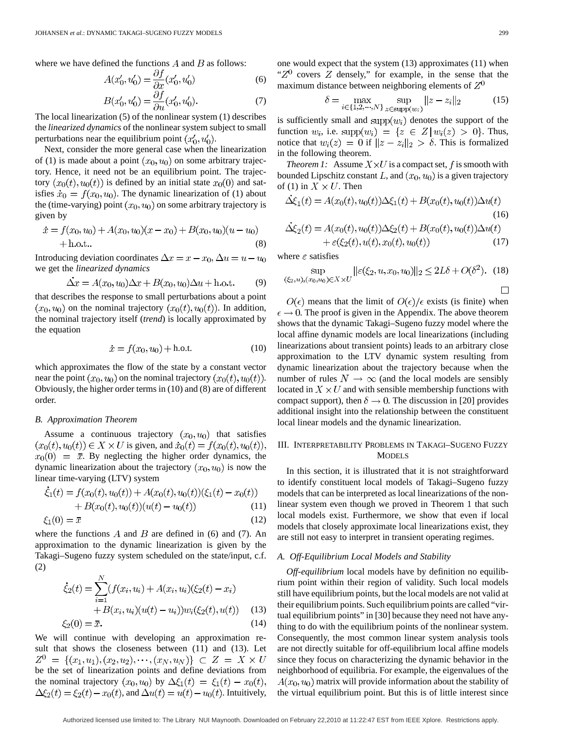where we have defined the functions $A$ and $B$ as follows:

$$A(x_0', u_0') = \frac{\partial f}{\partial x}(x_0', u_0') \tag{6}$$

$$B(x_0', u_0') = \frac{\partial f}{\partial u}(x_0', u_0'). \tag{7}$$

The local linearization (5) of the nonlinear system (1) describes the *linearized dynamics* of the nonlinear system subject to small perturbations near the equilibrium point $(x_0', u_0')$.

Next, consider the more general case when the linearization of (1) is made about a point $(x_0, u_0)$ on some arbitrary trajectory. Hence, it need not be an equilibrium point. The trajectory $(x_0(t), u_0(t))$ is defined by an initial state $x_0(0)$ and satisfies $\dot{x}_0 = f(x_0, u_0)$. The dynamic linearization of (1) about the (time-varying) point $(x_0, u_0)$ on some arbitrary trajectory is given by

$$\dot{x} = f(x_0, u_0) + A(x_0, u_0)(x - x_0) + B(x_0, u_0)(u - u_0) + \text{h.o.t.}. \tag{8}$$

Introducing deviation coordinates $\Delta x = x - x_0$, $\Delta u = u - u_0$ we get the *linearized dynamics*

$$\dot{\Delta x} = A(x_0, u_0)\Delta x + B(x_0, u_0)\Delta u + \text{h.o.t.} \tag{9}$$

that describes the response to small perturbations about a point $(x_0, u_0)$ on the nominal trajectory $(x_0(t), u_0(t))$. In addition, the nominal trajectory itself (*trend*) is locally approximated by the equation

$$\dot{x} = f(x_0, u_0) + \text{h.o.t.} \tag{10}$$

which approximates the flow of the state by a constant vector near the point $(x_0, u_0)$ on the nominal trajectory $(x_0(t), u_0(t))$. Obviously, the higher order terms in (10) and (8) are of different order.

### B. Approximation Theorem

Assume a continuous trajectory $(x_0, u_0)$ that satisfies $(x_0(t), u_0(t)) \in X \times U$ is given, and $\dot{x}_0(t) = f(x_0(t), u_0(t))$, $x_0(0) = \bar{x}$. By neglecting the higher order dynamics, the dynamic linearization about the trajectory $(x_0, u_0)$ is now the linear time-varying (LTV) system

$$\dot{\xi}_1(t) = f(x_0(t), u_0(t)) + A(x_0(t), u_0(t))(\xi_1(t) - x_0(t)) + B(x_0(t), u_0(t))(u(t) - u_0(t)) \tag{11}$$

$$\xi_1(0) = \bar{x} \tag{12}$$

where the functions $A$ and $B$ are defined in (6) and (7). An approximation to the dynamic linearization is given by the Takagi–Sugeno fuzzy system scheduled on the state/input, c.f. (2)

$$\dot{\xi}_2(t) = \sum_{i=1}^{N} (f(x_i, u_i) + A(x_i, u_i)(\xi_2(t) - x_i) + B(x_i, u_i)(u(t) - u_i)) w_i(\xi_2(t), u(t)) \tag{13}$$

$$\xi_2(0) = \bar{x}. \tag{14}$$

We will continue with developing an approximation result that shows the closeness between (11) and (13). Let $Z^0 = \{(x_1, u_1), (x_2, u_2), \cdots, (x_N, u_N)\} \subset Z = X \times U$ be the set of linearization points and define deviations from the nominal trajectory $(x_0, u_0)$ by $\Delta\xi_1(t) = \xi_1(t) - x_0(t)$, $\Delta\xi_2(t) = \xi_2(t) - x_0(t)$, and $\Delta u(t) = u(t) - u_0(t)$. Intuitively, one would expect that the system (13) approximates (11) when "$Z^0$ covers $Z$ densely," for example, in the sense that the maximum distance between neighboring elements of $Z^0$

$$\delta = \max_{i \in \{1, 2, \cdots, N\}} \sup_{z \in \text{supp}(w_i)} \|z - z_i\|_2 \tag{15}$$

is sufficiently small and $\text{supp}(w_i)$ denotes the support of the function $w_i$, i.e. $\text{supp}(w_i) = \{z \in Z \,|\, w_i(z) > 0\}$. Thus, notice that $w_i(z) = 0$ if $\|z - z_i\|_2 > \delta$. This is formalized in the following theorem.

*Theorem 1:* Assume $X \times U$ is a compact set, $f$ is smooth with bounded Lipschitz constant $L$, and $(x_0, u_0)$ is a given trajectory of (1) in $X \times U$. Then

$$\dot{\Delta\xi}_1(t) = A(x_0(t), u_0(t))\Delta\xi_1(t) + B(x_0(t), u_0(t))\Delta u(t) \tag{16}$$

$$\dot{\Delta\xi}_2(t) = A(x_0(t), u_0(t))\Delta\xi_2(t) + B(x_0(t), u_0(t))\Delta u(t) + \varepsilon(\xi_2(t), u(t), x_0(t), u_0(t)) \tag{17}$$

where $\varepsilon$ satisfies

$$\sup_{(\xi_2, u), (x_0, u_0) \in X \times U} \|\varepsilon(\xi_2, u, x_0, u_0)\|_2 \leq 2L\delta + O(\delta^2). \tag{18}$$

□

$O(\epsilon)$ means that the limit of $O(\epsilon)/\epsilon$ exists (is finite) when $\epsilon \to 0$. The proof is given in the Appendix. The above theorem shows that the dynamic Takagi–Sugeno fuzzy model where the local affine dynamic models are local linearizations (including linearizations about transient points) leads to an arbitrary close approximation to the LTV dynamic system resulting from dynamic linearization about the trajectory because when the number of rules $N \to \infty$ (and the local models are sensibly located in $X \times U$ and with sensible membership functions with compact support), then $\delta \to 0$. The discussion in [20] provides additional insight into the relationship between the constituent local linear models and the dynamic linearization.

## III. Interpretability Problems in Takagi–Sugeno Fuzzy Models

In this section, it is illustrated that it is not straightforward to identify constituent local models of Takagi–Sugeno fuzzy models that can be interpreted as local linearizations of the nonlinear system even though we proved in Theorem 1 that such local models exist. Furthermore, we show that even if local models that closely approximate local linearizations exist, they are still not easy to interpret in transient operating regimes.

### A. Off-Equilibrium Local Models and Stability

*Off-equilibrium* local models have by definition no equilibrium point within their region of validity. Such local models still have equilibrium points, but the local models are not valid at their equilibrium points. Such equilibrium points are called "virtual equilibrium points" in [30] because they need not have anything to do with the equilibrium points of the nonlinear system. Consequently, the most common linear system analysis tools are not directly suitable for off-equilibrium local affine models since they focus on characterizing the dynamic behavior in the neighborhood of equilibria. For example, the eigenvalues of the $A(x_0, u_0)$ matrix will provide information about the stability of the virtual equilibrium point. But this is of little interest since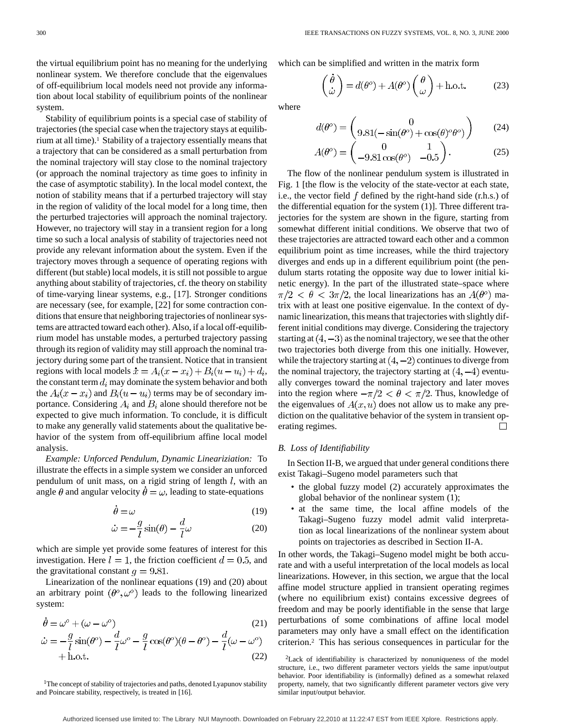the virtual equilibrium point has no meaning for the underlying nonlinear system. We therefore conclude that the eigenvalues of off-equilibrium local models need not provide any information about local stability of equilibrium points of the nonlinear system.

Stability of equilibrium points is a special case of stability of trajectories (the special case when the trajectory stays at equilibrium at all time).[1] Stability of a trajectory essentially means that a trajectory that can be considered as a small perturbation from the nominal trajectory will stay close to the nominal trajectory (or approach the nominal trajectory as time goes to infinity in the case of asymptotic stability). In the local model context, the notion of stability means that if a perturbed trajectory will stay in the region of validity of the local model for a long time, then the perturbed trajectories will approach the nominal trajectory. However, no trajectory will stay in a transient region for a long time so such a local analysis of stability of trajectories need not provide any relevant information about the system. Even if the trajectory moves through a sequence of operating regions with different (but stable) local models, it is still not possible to argue anything about stability of trajectories, cf. the theory on stability of time-varying linear systems, e.g., [17]. Stronger conditions are necessary (see, for example, [22] for some contraction conditions that ensure that neighboring trajectories of nonlinear systems are attracted toward each other). Also, if a local off-equilibrium model has unstable modes, a perturbed trajectory passing through its region of validity may still approach the nominal trajectory during some part of the transient. Notice that in transient regions with local models $\dot{x} = A_i(x - x_i) + B_i(u - u_i) + d_i$, the constant term $d_i$ may dominate the system behavior and both the $A_i(x - x_i)$ and $B_i(u - u_i)$ terms may be of secondary importance. Considering $A_i$ and $B_i$ alone should therefore not be expected to give much information. To conclude, it is difficult to make any generally valid statements about the qualitative behavior of the system from off-equilibrium affine local model analysis.

*Example: Unforced Pendulum, Dynamic Lineariziation:* To illustrate the effects in a simple system we consider an unforced pendulum of unit mass, on a rigid string of length $l$, with an angle $\theta$ and angular velocity $\dot{\theta} = \omega$, leading to state-equations

$$\dot{\theta} = \omega \tag{19}$$

$$\dot{\omega} = -\frac{g}{l}\sin(\theta) - \frac{d}{l}\omega \tag{20}$$

which are simple yet provide some features of interest for this investigation. Here $l = 1$, the friction coefficient $d = 0.5$, and the gravitational constant $g = 9.81$.

Linearization of the nonlinear equations (19) and (20) about an arbitrary point $(\theta^o, \omega^o)$ leads to the following linearized system:

$$\dot{\theta} = \omega^o + (\omega - \omega^o) \tag{21}$$

$$\dot{\omega} = -\frac{g}{l}\sin(\theta^o) - \frac{d}{l}\omega^o - \frac{g}{l}\cos(\theta^o)(\theta - \theta^o) - \frac{d}{l}(\omega - \omega^o) + \text{h.o.t.} \tag{22}$$

which can be simplified and written in the matrix form

$$\begin{pmatrix} \dot{\theta} \\ \dot{\omega} \end{pmatrix} = d(\theta^o) + A(\theta^o)\begin{pmatrix} \theta \\ \omega \end{pmatrix} + \text{h.o.t.} \tag{23}$$

where

$$d(\theta^o) = \begin{pmatrix} 0 \\ 9.81(-\sin(\theta^o) + \cos(\theta)^o\theta^o) \end{pmatrix} \tag{24}$$

$$A(\theta^o) = \begin{pmatrix} 0 & 1 \\ -9.81\cos(\theta^o) & -0.5 \end{pmatrix}. \tag{25}$$

The flow of the nonlinear pendulum system is illustrated in Fig. 1 [the flow is the velocity of the state-vector at each state, i.e., the vector field $f$ defined by the right-hand side (r.h.s.) of the differential equation for the system (1)]. Three different trajectories for the system are shown in the figure, starting from somewhat different initial conditions. We observe that two of these trajectories are attracted toward each other and a common equilibrium point as time increases, while the third trajectory diverges and ends up in a different equilibrium point (the pendulum starts rotating the opposite way due to lower initial kinetic energy). In the part of the illustrated state–space where $\pi/2 < \theta < 3\pi/2$, the local linearizations has an $A(\theta^o)$ matrix with at least one positive eigenvalue. In the context of dynamic linearization, this means that trajectories with slightly different initial conditions may diverge. Considering the trajectory starting at $(4, -3)$ as the nominal trajectory, we see that the other two trajectories both diverge from this one initially. However, while the trajectory starting at $(4, -2)$ continues to diverge from the nominal trajectory, the trajectory starting at $(4, -4)$ eventually converges toward the nominal trajectory and later moves into the region where $-\pi/2 < \theta < \pi/2$. Thus, knowledge of the eigenvalues of $A(x, u)$ does not allow us to make any prediction on the qualitative behavior of the system in transient operating regimes. □

### B. Loss of Identifiability

In Section II-B, we argued that under general conditions there exist Takagi–Sugeno model parameters such that

- the global fuzzy model (2) accurately approximates the global behavior of the nonlinear system (1);
- at the same time, the local affine models of the Takagi–Sugeno fuzzy model admit valid interpretation as local linearizations of the nonlinear system about points on trajectories as described in Section II-A.

In other words, the Takagi–Sugeno model might be both accurate and with a useful interpretation of the local models as local linearizations. However, in this section, we argue that the local affine model structure applied in transient operating regimes (where no equilibrium exist) contains excessive degrees of freedom and may be poorly identifiable in the sense that large perturbations of some combinations of affine local model parameters may only have a small effect on the identification criterion.[2] This has serious consequences in particular for the

[1] The concept of stability of trajectories and paths, denoted Lyapunov stability and Poincare stability, respectively, is treated in [16].

[2] Lack of identifiability is characterized by nonuniqueness of the model structure, i.e., two different parameter vectors yields the same input/output behavior. Poor identifiability is (informally) defined as a somewhat relaxed property, namely, that two significantly different parameter vectors give very similar input/output behavior.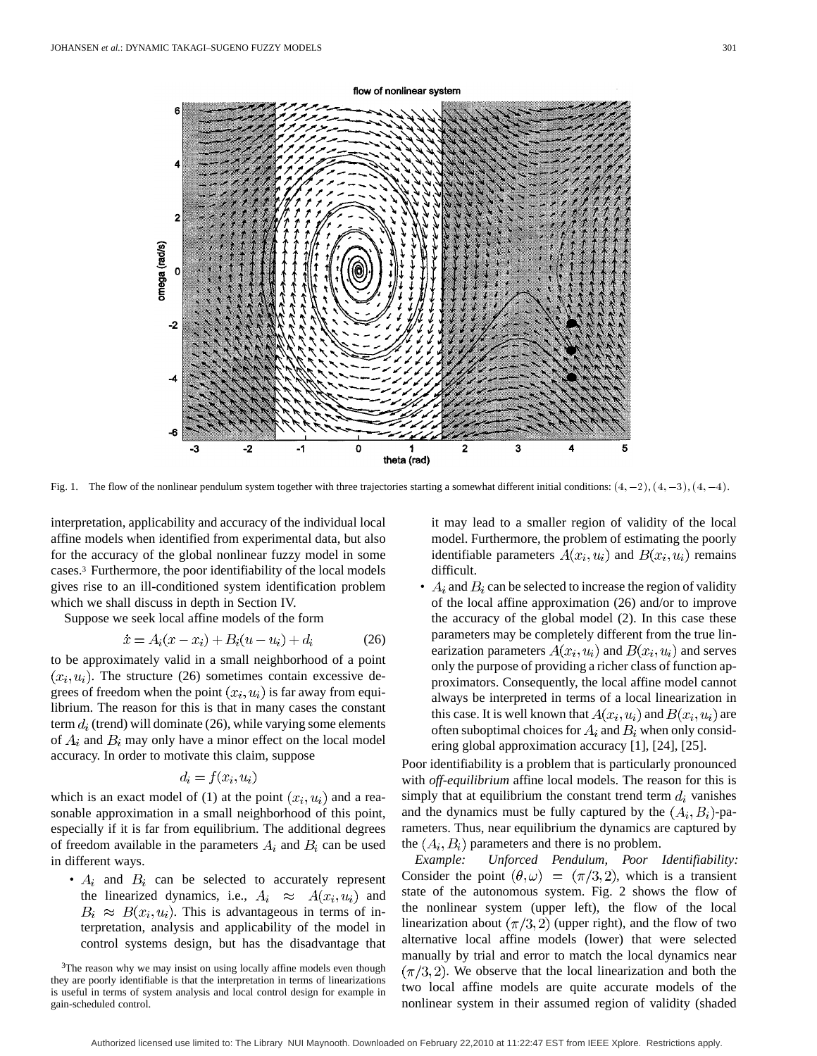flow of nonlinear system

omega (rad/s)

theta (rad)

6
4
2
0
-2
-4
-6

-3 -2 -1 0 1 2 3 4 5

Fig. 1. The flow of the nonlinear pendulum system together with three trajectories starting a somewhat different initial conditions: $(4, -2), (4, -3), (4, -4)$.

interpretation, applicability and accuracy of the individual local affine models when identified from experimental data, but also for the accuracy of the global nonlinear fuzzy model in some cases.[3] Furthermore, the poor identifiability of the local models gives rise to an ill-conditioned system identification problem which we shall discuss in depth in Section IV.

Suppose we seek local affine models of the form

$$\dot{x} = A_i(x - x_i) + B_i(u - u_i) + d_i \tag{26}$$

to be approximately valid in a small neighborhood of a point $(x_i, u_i)$. The structure (26) sometimes contain excessive degrees of freedom when the point $(x_i, u_i)$ is far away from equilibrium. The reason for this is that in many cases the constant term $d_i$ (trend) will dominate (26), while varying some elements of $A_i$ and $B_i$ may only have a minor effect on the local model accuracy. In order to motivate this claim, suppose

$$d_i = f(x_i, u_i)$$

which is an exact model of (1) at the point $(x_i, u_i)$ and a reasonable approximation in a small neighborhood of this point, especially if it is far from equilibrium. The additional degrees of freedom available in the parameters $A_i$ and $B_i$ can be used in different ways.

- $A_i$ and $B_i$ can be selected to accurately represent the linearized dynamics, i.e., $A_i \approx A(x_i, u_i)$ and $B_i \approx B(x_i, u_i)$. This is advantageous in terms of interpretation, analysis and applicability of the model in control systems design, but has the disadvantage that it may lead to a smaller region of validity of the local model. Furthermore, the problem of estimating the poorly identifiable parameters $A(x_i, u_i)$ and $B(x_i, u_i)$ remains difficult.
- $A_i$ and $B_i$ can be selected to increase the region of validity of the local affine approximation (26) and/or to improve the accuracy of the global model (2). In this case these parameters may be completely different from the true linearization parameters $A(x_i, u_i)$ and $B(x_i, u_i)$ and serves only the purpose of providing a richer class of function approximators. Consequently, the local affine model cannot always be interpreted in terms of a local linearization in this case. It is well known that $A(x_i, u_i)$ and $B(x_i, u_i)$ are often suboptimal choices for $A_i$ and $B_i$ when only considering global approximation accuracy [1], [24], [25].

Poor identifiability is a problem that is particularly pronounced with *off-equilibrium* affine local models. The reason for this is simply that at equilibrium the constant trend term $d_i$ vanishes and the dynamics must be fully captured by the $(A_i, B_i)$-parameters. Thus, near equilibrium the dynamics are captured by the $(A_i, B_i)$ parameters and there is no problem.

*Example: Unforced Pendulum, Poor Identifiability:* Consider the point $(\theta, \omega) = (\pi/3, 2)$, which is a transient state of the autonomous system. Fig. 2 shows the flow of the nonlinear system (upper left), the flow of the local linearization about $(\pi/3, 2)$ (upper right), and the flow of two alternative local affine models (lower) that were selected manually by trial and error to match the local dynamics near $(\pi/3, 2)$. We observe that the local linearization and both the two local affine models are quite accurate models of the nonlinear system in their assumed region of validity (shaded

[3] The reason why we may insist on using locally affine models even though they are poorly identifiable is that the interpretation in terms of linearizations is useful in terms of system analysis and local control design for example in gain-scheduled control.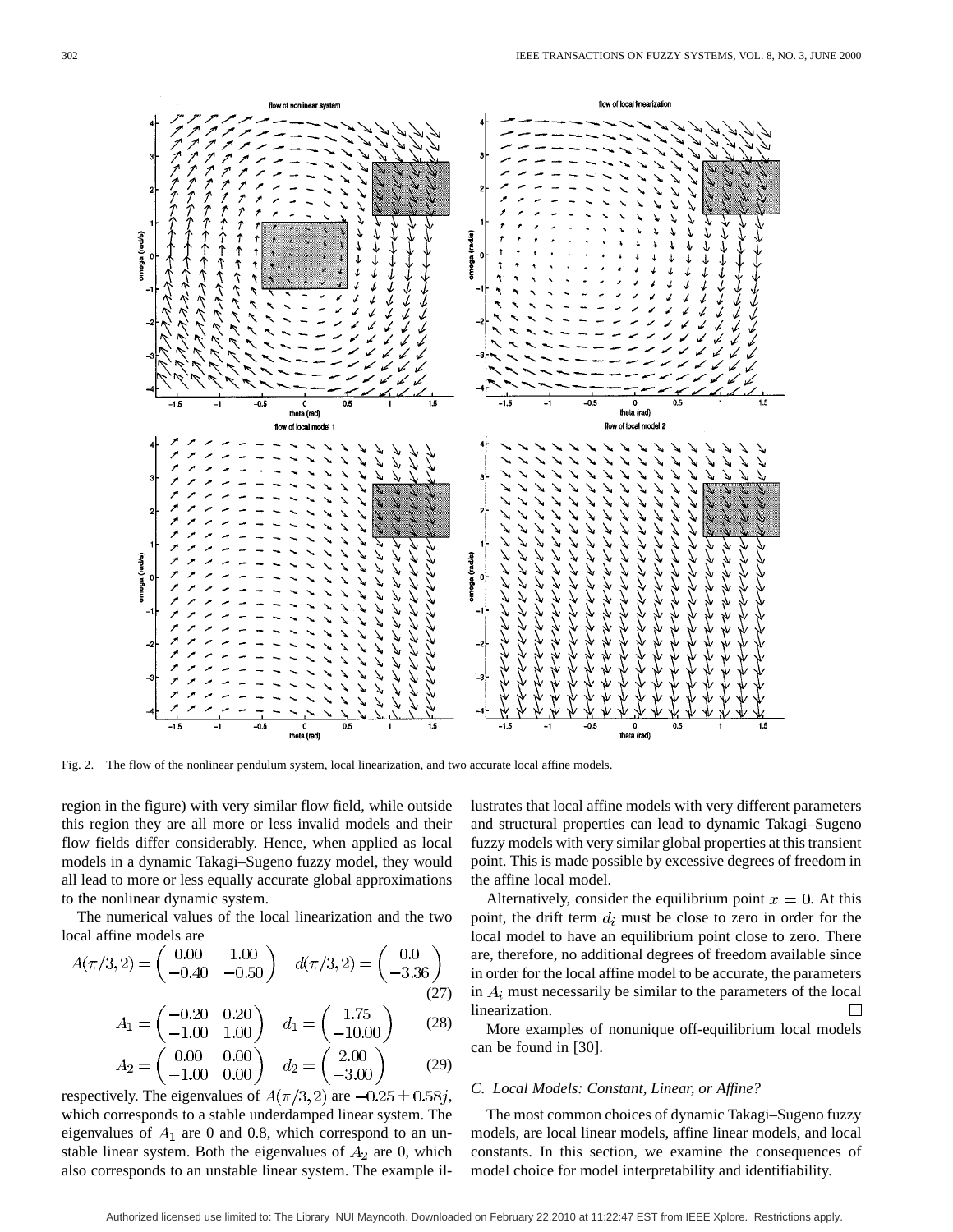flow of nonlinear system

flow of local linearization

flow of local model 1

flow of local model 2

omega (rad/s)

theta (rad)

Fig. 2. The flow of the nonlinear pendulum system, local linearization, and two accurate local affine models.

region in the figure) with very similar flow field, while outside this region they are all more or less invalid models and their flow fields differ considerably. Hence, when applied as local models in a dynamic Takagi–Sugeno fuzzy model, they would all lead to more or less equally accurate global approximations to the nonlinear dynamic system.

The numerical values of the local linearization and the two local affine models are

$$A(\pi/3, 2) = \begin{pmatrix} 0.00 & 1.00 \\ -0.40 & -0.50 \end{pmatrix} \quad d(\pi/3, 2) = \begin{pmatrix} 0.0 \\ -3.36 \end{pmatrix} \tag{27}$$

$$A_1 = \begin{pmatrix} -0.20 & 0.20 \\ -1.00 & 1.00 \end{pmatrix} \quad d_1 = \begin{pmatrix} 1.75 \\ -10.00 \end{pmatrix} \tag{28}$$

$$A_2 = \begin{pmatrix} 0.00 & 0.00 \\ -1.00 & 0.00 \end{pmatrix} \quad d_2 = \begin{pmatrix} 2.00 \\ -3.00 \end{pmatrix} \tag{29}$$

respectively. The eigenvalues of $A(\pi/3, 2)$ are $-0.25 \pm 0.58j$, which corresponds to a stable underdamped linear system. The eigenvalues of $A_1$ are 0 and 0.8, which correspond to an unstable linear system. Both the eigenvalues of $A_2$ are 0, which also corresponds to an unstable linear system. The example illustrates that local affine models with very different parameters and structural properties can lead to dynamic Takagi–Sugeno fuzzy models with very similar global properties at this transient point. This is made possible by excessive degrees of freedom in the affine local model.

Alternatively, consider the equilibrium point $x = 0$. At this point, the drift term $d_i$ must be close to zero in order for the local model to have an equilibrium point close to zero. There are, therefore, no additional degrees of freedom available since in order for the local affine model to be accurate, the parameters in $A_i$ must necessarily be similar to the parameters of the local linearization. □

More examples of nonunique off-equilibrium local models can be found in [30].

### C. Local Models: Constant, Linear, or Affine?

The most common choices of dynamic Takagi–Sugeno fuzzy models, are local linear models, affine linear models, and local constants. In this section, we examine the consequences of model choice for model interpretability and identifiability.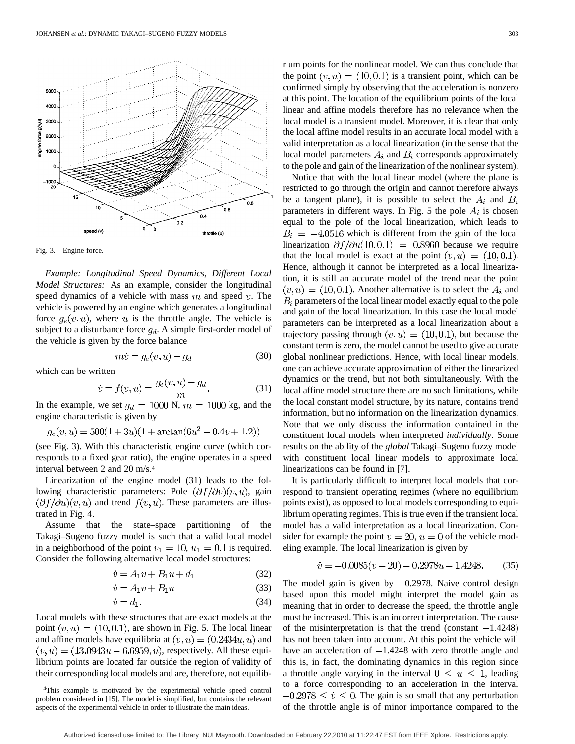engine force g(v,u)

5000
4000
3000
2000
1000
0
−1000

20
15
10
5
0

speed (v)

0
0.2
0.4
0.6
0.8
1

throttle (u)

Fig. 3. Engine force.

*Example: Longitudinal Speed Dynamics, Different Local Model Structures:* As an example, consider the longitudinal speed dynamics of a vehicle with mass $m$ and speed $v$. The vehicle is powered by an engine which generates a longitudinal force $g_e(v,u)$, where $u$ is the throttle angle. The vehicle is subject to a disturbance force $g_d$. A simple first-order model of the vehicle is given by the force balance

$$m\dot{v} = g_e(v,u) - g_d \tag{30}$$

which can be written

$$\dot{v} = f(v,u) = \frac{g_e(v,u) - g_d}{m}. \tag{31}$$

In the example, we set $g_d = 1000$ N, $m = 1000$ kg, and the engine characteristic is given by

$$g_e(v,u) = 500(1+3u)(1+\arctan(6u^2 - 0.4v + 1.2))$$

(see Fig. 3). With this characteristic engine curve (which corresponds to a fixed gear ratio), the engine operates in a speed interval between 2 and 20 m/s.[4]

Linearization of the engine model (31) leads to the following characteristic parameters: Pole $(\partial f/\partial v)(v,u)$, gain $(\partial f/\partial u)(v,u)$ and trend $f(v,u)$. These parameters are illustrated in Fig. 4.

Assume that the state–space partitioning of the Takagi–Sugeno fuzzy model is such that a valid local model in a neighborhood of the point $v_1 = 10$, $u_1 = 0.1$ is required. Consider the following alternative local model structures:

$$\dot{v} = A_1 v + B_1 u + d_1 \tag{32}$$

$$\dot{v} = A_1 v + B_1 u \tag{33}$$

$$\dot{v} = d_1. \tag{34}$$

Local models with these structures that are exact models at the point $(v,u) = (10, 0.1)$, are shown in Fig. 5. The local linear and affine models have equilibria at $(v,u) = (0.2434u, u)$ and $(v,u) = (13.0943u - 6.6959, u)$, respectively. All these equilibrium points are located far outside the region of validity of their corresponding local models and are, therefore, not equilibrium points for the nonlinear model. We can thus conclude that the point $(v,u) = (10, 0.1)$ is a transient point, which can be confirmed simply by observing that the acceleration is nonzero at this point. The location of the equilibrium points of the local linear and affine models therefore has no relevance when the local model is a transient model. Moreover, it is clear that only the local affine model results in an accurate local model with a valid interpretation as a local linearization (in the sense that the local model parameters $A_i$ and $B_i$ corresponds approximately to the pole and gain of the linearization of the nonlinear system).

Notice that with the local linear model (where the plane is restricted to go through the origin and cannot therefore always be a tangent plane), it is possible to select the $A_i$ and $B_i$ parameters in different ways. In Fig. 5 the pole $A_i$ is chosen equal to the pole of the local linearization, which leads to $B_i = -4.0516$ which is different from the gain of the local linearization $\partial f/\partial u(10, 0.1) = 0.8960$ because we require that the local model is exact at the point $(v,u) = (10, 0.1)$. Hence, although it cannot be interpreted as a local linearization, it is still an accurate model of the trend near the point $(v,u) = (10, 0.1)$. Another alternative is to select the $A_i$ and $B_i$ parameters of the local linear model exactly equal to the pole and gain of the local linearization. In this case the local model parameters can be interpreted as a local linearization about a trajectory passing through $(v,u) = (10, 0.1)$, but because the constant term is zero, the model cannot be used to give accurate global nonlinear predictions. Hence, with local linear models, one can achieve accurate approximation of either the linearized dynamics or the trend, but not both simultaneously. With the local affine model structure there are no such limitations, while the local constant model structure, by its nature, contains trend information, but no information on the linearization dynamics. Note that we only discuss the information contained in the constituent local models when interpreted *individually*. Some results on the ability of the *global* Takagi–Sugeno fuzzy model with constituent local linear models to approximate local linearizations can be found in [7].

It is particularly difficult to interpret local models that correspond to transient operating regimes (where no equilibrium points exist), as opposed to local models corresponding to equilibrium operating regimes. This is true even if the transient local model has a valid interpretation as a local linearization. Consider for example the point $v = 20$, $u = 0$ of the vehicle modeling example. The local linearization is given by

$$\dot{v} = -0.0085(v - 20) - 0.2978u - 1.4248. \tag{35}$$

The model gain is given by $-0.2978$. Naive control design based upon this model might interpret the model gain as meaning that in order to decrease the speed, the throttle angle must be increased. This is an incorrect interpretation. The cause of the misinterpretation is that the trend (constant $-1.4248$) has not been taken into account. At this point the vehicle will have an acceleration of $-1.4248$ with zero throttle angle and this is, in fact, the dominating dynamics in this region since a throttle angle varying in the interval $0 \leq u \leq 1$, leading to a force corresponding to an acceleration in the interval $-0.2978 \leq \dot{v} \leq 0$. The gain is so small that any perturbation of the throttle angle is of minor importance compared to the

[4] This example is motivated by the experimental vehicle speed control problem considered in [15]. The model is simplified, but contains the relevant aspects of the experimental vehicle in order to illustrate the main ideas.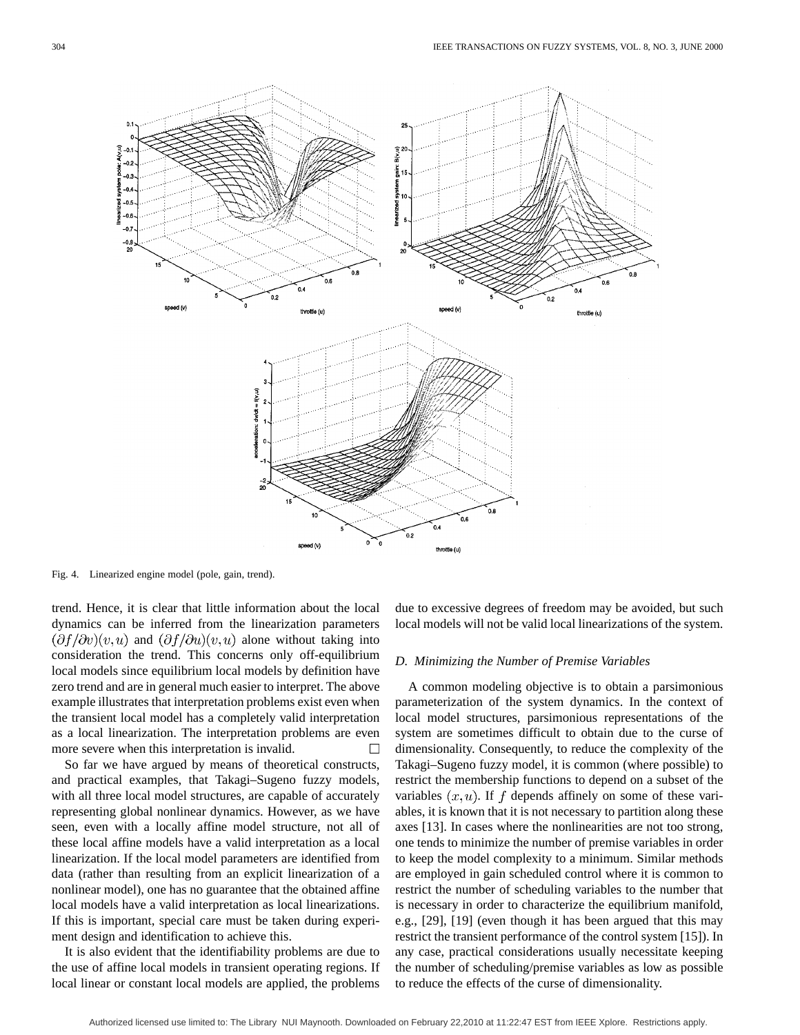linearized system pole: A(v,u)

0.1
0
−0.1
−0.2
−0.3
−0.4
−0.5
−0.6
−0.7
−0.8

20
15
10
5
0

speed (v)

0.2
0.4
0.6
0.8
1

throttle (u)

linearized system gain: B(v,u)

25
20
15
10
5
0

20
15
10
5
0

speed (v)

0.2
0.4
0.6
0.8
1

throttle (u)

acceleration: dv/dt = f(v,u)

4
3
2
1
0
−1
−2

20
15
10
5
0

speed (v)

0
0.2
0.4
0.6
0.8
1

throttle (u)

Fig. 4. Linearized engine model (pole, gain, trend).

trend. Hence, it is clear that little information about the local dynamics can be inferred from the linearization parameters $(\partial f/\partial v)(v,u)$ and $(\partial f/\partial u)(v,u)$ alone without taking into consideration the trend. This concerns only off-equilibrium local models since equilibrium local models by definition have zero trend and are in general much easier to interpret. The above example illustrates that interpretation problems exist even when the transient local model has a completely valid interpretation as a local linearization. The interpretation problems are even more severe when this interpretation is invalid. □

So far we have argued by means of theoretical constructs, and practical examples, that Takagi–Sugeno fuzzy models, with all three local model structures, are capable of accurately representing global nonlinear dynamics. However, as we have seen, even with a locally affine model structure, not all of these local affine models have a valid interpretation as a local linearization. If the local model parameters are identified from data (rather than resulting from an explicit linearization of a nonlinear model), one has no guarantee that the obtained affine local models have a valid interpretation as local linearizations. If this is important, special care must be taken during experiment design and identification to achieve this.

It is also evident that the identifiability problems are due to the use of affine local models in transient operating regions. If local linear or constant local models are applied, the problems due to excessive degrees of freedom may be avoided, but such local models will not be valid local linearizations of the system.

### *D. Minimizing the Number of Premise Variables*

A common modeling objective is to obtain a parsimonious parameterization of the system dynamics. In the context of local model structures, parsimonious representations of the system are sometimes difficult to obtain due to the curse of dimensionality. Consequently, to reduce the complexity of the Takagi–Sugeno fuzzy model, it is common (where possible) to restrict the membership functions to depend on a subset of the variables $(x,u)$. If $f$ depends affinely on some of these variables, it is known that it is not necessary to partition along these axes [13]. In cases where the nonlinearities are not too strong, one tends to minimize the number of premise variables in order to keep the model complexity to a minimum. Similar methods are employed in gain scheduled control where it is common to restrict the number of scheduling variables to the number that is necessary in order to characterize the equilibrium manifold, e.g., [29], [19] (even though it has been argued that this may restrict the transient performance of the control system [15]). In any case, practical considerations usually necessitate keeping the number of scheduling/premise variables as low as possible to reduce the effects of the curse of dimensionality.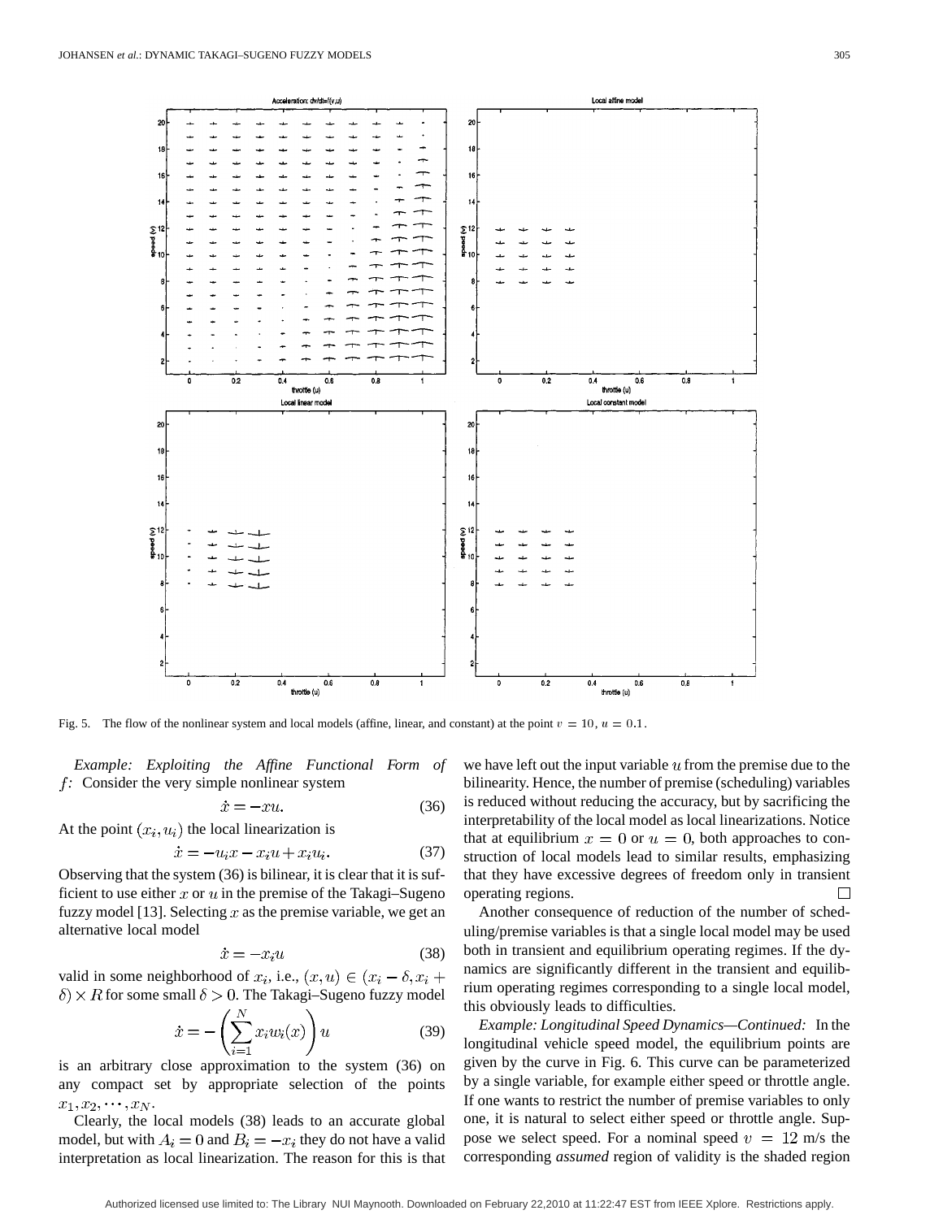Acceleration: dv/dt=f(v,u)

Local affine model

Local linear model

Local constant model

speed (v)

throttle (u)

Fig. 5. The flow of the nonlinear system and local models (affine, linear, and constant) at the point $v = 10$, $u = 0.1$.

*Example: Exploiting the Affine Functional Form of $f$:* Consider the very simple nonlinear system

$$\dot{x} = -xu. \tag{36}$$

At the point $(x_i, u_i)$ the local linearization is

$$\dot{x} = -u_i x - x_i u + x_i u_i. \tag{37}$$

Observing that the system (36) is bilinear, it is clear that it is sufficient to use either $x$ or $u$ in the premise of the Takagi–Sugeno fuzzy model [13]. Selecting $x$ as the premise variable, we get an alternative local model

$$\dot{x} = -x_i u \tag{38}$$

valid in some neighborhood of $x_i$, i.e., $(x, u) \in (x_i - \delta, x_i + \delta) \times R$ for some small $\delta > 0$. The Takagi–Sugeno fuzzy model

$$\dot{x} = -\left(\sum_{i=1}^{N} x_i w_i(x)\right) u \tag{39}$$

is an arbitrary close approximation to the system (36) on any compact set by appropriate selection of the points $x_1, x_2, \cdots, x_N$.

Clearly, the local models (38) leads to an accurate global model, but with $A_i = 0$ and $B_i = -x_i$ they do not have a valid interpretation as local linearization. The reason for this is that we have left out the input variable $u$ from the premise due to the bilinearity. Hence, the number of premise (scheduling) variables is reduced without reducing the accuracy, but by sacrificing the interpretability of the local model as local linearizations. Notice that at equilibrium $x = 0$ or $u = 0$, both approaches to construction of local models lead to similar results, emphasizing that they have excessive degrees of freedom only in transient operating regions. □

Another consequence of reduction of the number of scheduling/premise variables is that a single local model may be used both in transient and equilibrium operating regimes. If the dynamics are significantly different in the transient and equilibrium operating regimes corresponding to a single local model, this obviously leads to difficulties.

*Example: Longitudinal Speed Dynamics—Continued:* In the longitudinal vehicle speed model, the equilibrium points are given by the curve in Fig. 6. This curve can be parameterized by a single variable, for example either speed or throttle angle. If one wants to restrict the number of premise variables to only one, it is natural to select either speed or throttle angle. Suppose we select speed. For a nominal speed $v = 12$ m/s the corresponding *assumed* region of validity is the shaded region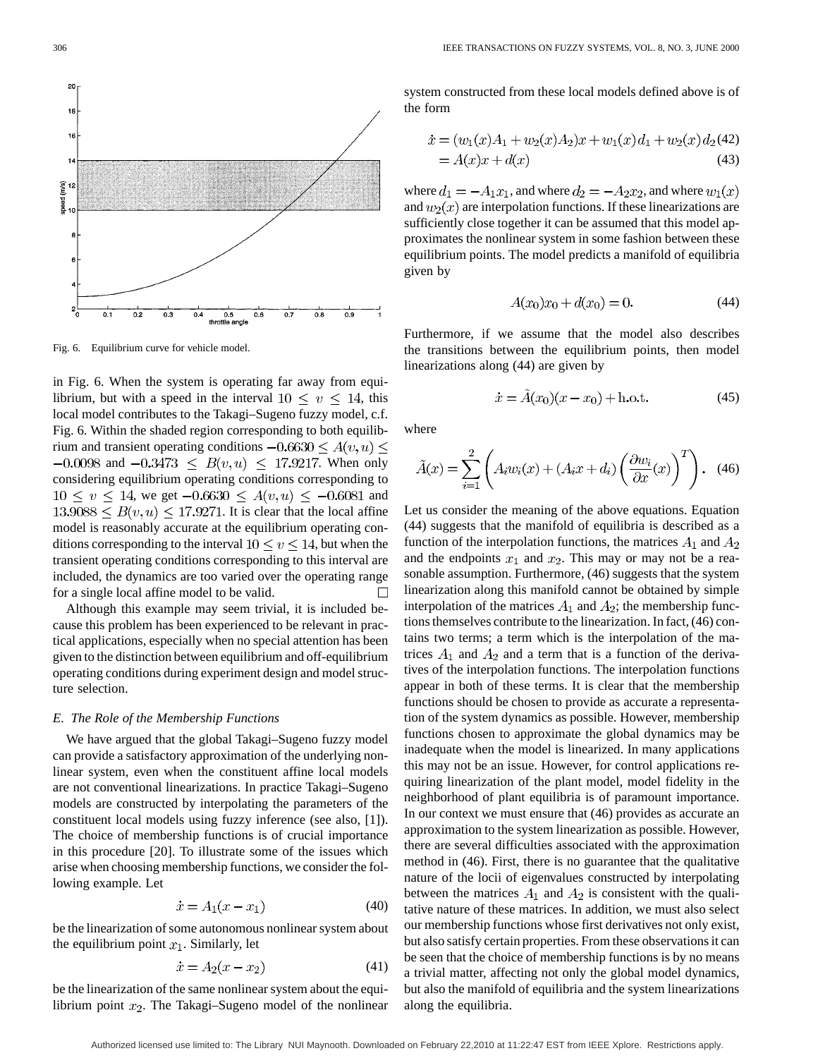20
18
16
14
12
10
8
6
4
2
speed (m/s)
0 0.1 0.2 0.3 0.4 0.5 0.6 0.7 0.8 0.9 1
throttle angle

Fig. 6. Equilibrium curve for vehicle model.

in Fig. 6. When the system is operating far away from equilibrium, but with a speed in the interval $10 \leq v \leq 14$, this local model contributes to the Takagi–Sugeno fuzzy model, c.f. Fig. 6. Within the shaded region corresponding to both equilibrium and transient operating conditions $-0.6630 \leq A(v,u) \leq -0.0098$ and $-0.3473 \leq B(v,u) \leq 17.9217$. When only considering equilibrium operating conditions corresponding to $10 \leq v \leq 14$, we get $-0.6630 \leq A(v,u) \leq -0.6081$ and $13.9088 \leq B(v,u) \leq 17.9271$. It is clear that the local affine model is reasonably accurate at the equilibrium operating conditions corresponding to the interval $10 \leq v \leq 14$, but when the transient operating conditions corresponding to this interval are included, the dynamics are too varied over the operating range for a single local affine model to be valid. □

Although this example may seem trivial, it is included because this problem has been experienced to be relevant in practical applications, especially when no special attention has been given to the distinction between equilibrium and off-equilibrium operating conditions during experiment design and model structure selection.

### *E. The Role of the Membership Functions*

We have argued that the global Takagi–Sugeno fuzzy model can provide a satisfactory approximation of the underlying nonlinear system, even when the constituent affine local models are not conventional linearizations. In practice Takagi–Sugeno models are constructed by interpolating the parameters of the constituent local models using fuzzy inference (see also, [1]). The choice of membership functions is of crucial importance in this procedure [20]. To illustrate some of the issues which arise when choosing membership functions, we consider the following example. Let

$$\dot{x} = A_1(x - x_1) \tag{40}$$

be the linearization of some autonomous nonlinear system about the equilibrium point $x_1$. Similarly, let

$$\dot{x} = A_2(x - x_2) \tag{41}$$

be the linearization of the same nonlinear system about the equilibrium point $x_2$. The Takagi–Sugeno model of the nonlinear system constructed from these local models defined above is of the form

$$\begin{aligned} \dot{x} &= (w_1(x)A_1 + w_2(x)A_2)x + w_1(x)d_1 + w_2(x)d_2 \quad (42)\\ &= A(x)x + d(x) \quad (43) \end{aligned}$$

where $d_1 = -A_1x_1$, and where $d_2 = -A_2x_2$, and where $w_1(x)$ and $w_2(x)$ are interpolation functions. If these linearizations are sufficiently close together it can be assumed that this model approximates the nonlinear system in some fashion between these equilibrium points. The model predicts a manifold of equilibria given by

$$A(x_0)x_0 + d(x_0) = 0. \tag{44}$$

Furthermore, if we assume that the model also describes the transitions between the equilibrium points, then model linearizations along (44) are given by

$$\dot{x} = \tilde{A}(x_0)(x - x_0) + \text{h.o.t.} \tag{45}$$

where

$$\tilde{A}(x) = \sum_{i=1}^{2} \left( A_i w_i(x) + (A_i x + d_i) \left( \frac{\partial w_i}{\partial x}(x) \right)^T \right). \tag{46}$$

Let us consider the meaning of the above equations. Equation (44) suggests that the manifold of equilibria is described as a function of the interpolation functions, the matrices $A_1$ and $A_2$ and the endpoints $x_1$ and $x_2$. This may or may not be a reasonable assumption. Furthermore, (46) suggests that the system linearization along this manifold cannot be obtained by simple interpolation of the matrices $A_1$ and $A_2$; the membership functions themselves contribute to the linearization. In fact, (46) contains two terms; a term which is the interpolation of the matrices $A_1$ and $A_2$ and a term that is a function of the derivatives of the interpolation functions. The interpolation functions appear in both of these terms. It is clear that the membership functions should be chosen to provide as accurate a representation of the system dynamics as possible. However, membership functions chosen to approximate the global dynamics may be inadequate when the model is linearized. In many applications this may not be an issue. However, for control applications requiring linearization of the plant model, model fidelity in the neighborhood of plant equilibria is of paramount importance. In our context we must ensure that (46) provides as accurate an approximation to the system linearization as possible. However, there are several difficulties associated with the approximation method in (46). First, there is no guarantee that the qualitative nature of the locii of eigenvalues constructed by interpolating between the matrices $A_1$ and $A_2$ is consistent with the qualitative nature of these matrices. In addition, we must also select our membership functions whose first derivatives not only exist, but also satisfy certain properties. From these observations it can be seen that the choice of membership functions is by no means a trivial matter, affecting not only the global model dynamics, but also the manifold of equilibria and the system linearizations along the equilibria.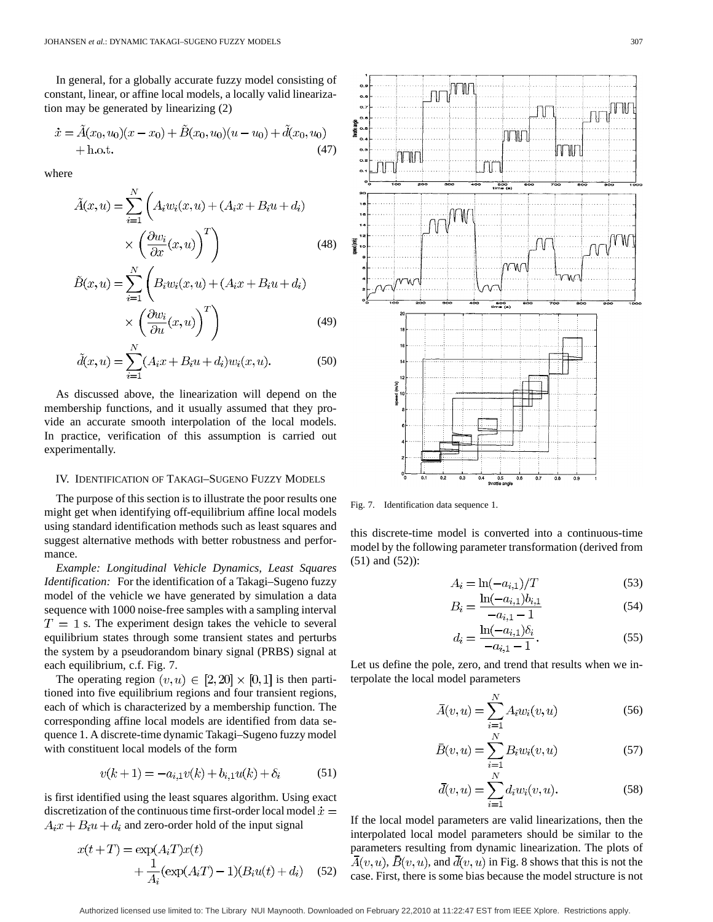In general, for a globally accurate fuzzy model consisting of constant, linear, or affine local models, a locally valid linearization may be generated by linearizing (2)

$$\dot{x} = \tilde{A}(x_0, u_0)(x - x_0) + \tilde{B}(x_0, u_0)(u - u_0) + \tilde{d}(x_0, u_0) + \text{h.o.t.} \tag{47}$$

where

$$\tilde{A}(x,u) = \sum_{i=1}^{N} \left( A_i w_i(x,u) + (A_i x + B_i u + d_i) \times \left( \frac{\partial w_i}{\partial x}(x,u) \right)^T \right) \tag{48}$$

$$\tilde{B}(x,u) = \sum_{i=1}^{N} \left( B_i w_i(x,u) + (A_i x + B_i u + d_i) \times \left( \frac{\partial w_i}{\partial u}(x,u) \right)^T \right) \tag{49}$$

$$\tilde{d}(x,u) = \sum_{i=1}^{N} (A_i x + B_i u + d_i) w_i(x,u). \tag{50}$$

As discussed above, the linearization will depend on the membership functions, and it usually assumed that they provide an accurate smooth interpolation of the local models. In practice, verification of this assumption is carried out experimentally.

## IV. Identification of Takagi–Sugeno Fuzzy Models

The purpose of this section is to illustrate the poor results one might get when identifying off-equilibrium affine local models using standard identification methods such as least squares and suggest alternative methods with better robustness and performance.

*Example: Longitudinal Vehicle Dynamics, Least Squares Identification:* For the identification of a Takagi–Sugeno fuzzy model of the vehicle we have generated by simulation a data sequence with 1000 noise-free samples with a sampling interval $T = 1$ s. The experiment design takes the vehicle to several equilibrium states through some transient states and perturbs the system by a pseudorandom binary signal (PRBS) signal at each equilibrium, c.f. Fig. 7.

The operating region $(v, u) \in [2, 20] \times [0, 1]$ is then partitioned into five equilibrium regions and four transient regions, each of which is characterized by a membership function. The corresponding affine local models are identified from data sequence 1. A discrete-time dynamic Takagi–Sugeno fuzzy model with constituent local models of the form

$$v(k+1) = -a_{i,1} v(k) + b_{i,1} u(k) + \delta_i \tag{51}$$

is first identified using the least squares algorithm. Using exact discretization of the continuous time first-order local model $\dot{x} = A_i x + B_i u + d_i$ and zero-order hold of the input signal

$$x(t+T) = \exp(A_i T) x(t) + \frac{1}{A_i}(\exp(A_i T) - 1)(B_i u(t) + d_i) \tag{52}$$

throttle angle
time (s)
speed (m/s)
time (s)
speed (m/s)
throttle angle

Fig. 7. Identification data sequence 1.

this discrete-time model is converted into a continuous-time model by the following parameter transformation (derived from (51) and (52)):

$$A_i = \ln(-a_{i,1})/T \tag{53}$$

$$B_i = \frac{\ln(-a_{i,1}) b_{i,1}}{-a_{i,1} - 1} \tag{54}$$

$$d_i = \frac{\ln(-a_{i,1}) \delta_i}{-a_{i,1} - 1}. \tag{55}$$

Let us define the pole, zero, and trend that results when we interpolate the local model parameters

$$\bar{A}(v,u) = \sum_{i=1}^{N} A_i w_i(v,u) \tag{56}$$

$$\bar{B}(v,u) = \sum_{i=1}^{N} B_i w_i(v,u) \tag{57}$$

$$\bar{d}(v,u) = \sum_{i=1}^{N} d_i w_i(v,u). \tag{58}$$

If the local model parameters are valid linearizations, then the interpolated local model parameters should be similar to the parameters resulting from dynamic linearization. The plots of $\bar{A}(v,u)$, $\bar{B}(v,u)$, and $\bar{d}(v,u)$ in Fig. 8 shows that this is not the case. First, there is some bias because the model structure is not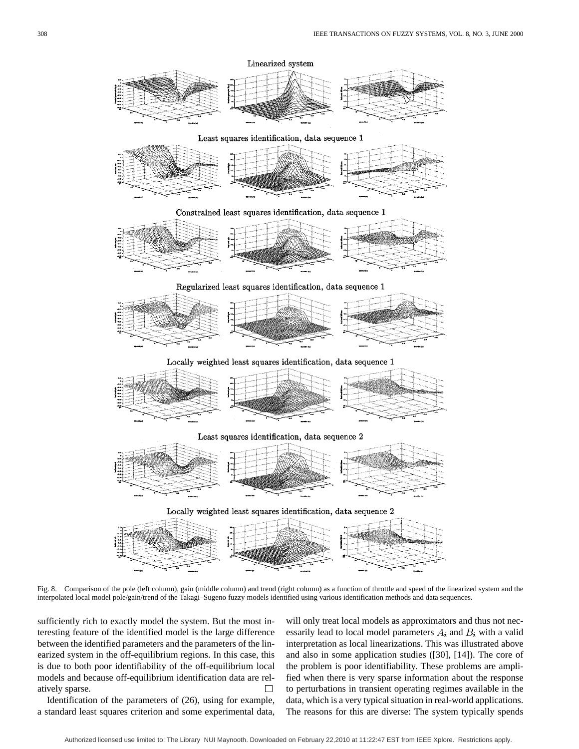Linearized system

Least squares identification, data sequence 1

Constrained least squares identification, data sequence 1

Regularized least squares identification, data sequence 1

Locally weighted least squares identification, data sequence 1

Least squares identification, data sequence 2

Locally weighted least squares identification, data sequence 2

Fig. 8. Comparison of the pole (left column), gain (middle column) and trend (right column) as a function of throttle and speed of the linearized system and the interpolated local model pole/gain/trend of the Takagi–Sugeno fuzzy models identified using various identification methods and data sequences.

sufficiently rich to exactly model the system. But the most interesting feature of the identified model is the large difference between the identified parameters and the parameters of the linearized system in the off-equilibrium regions. In this case, this is due to both poor identifiability of the off-equilibrium local models and because off-equilibrium identification data are relatively sparse. □

Identification of the parameters of (26), using for example, a standard least squares criterion and some experimental data, will only treat local models as approximators and thus not necessarily lead to local model parameters $A_i$ and $B_i$ with a valid interpretation as local linearizations. This was illustrated above and also in some application studies ([30], [14]). The core of the problem is poor identifiability. These problems are amplified when there is very sparse information about the response to perturbations in transient operating regimes available in the data, which is a very typical situation in real-world applications. The reasons for this are diverse: The system typically spends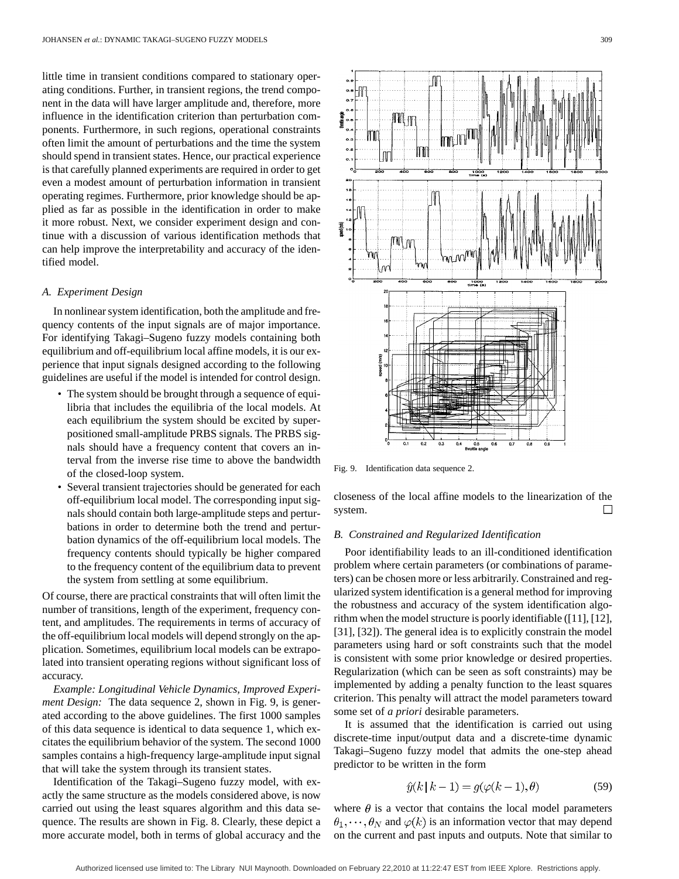little time in transient conditions compared to stationary operating conditions. Further, in transient regions, the trend component in the data will have larger amplitude and, therefore, more influence in the identification criterion than perturbation components. Furthermore, in such regions, operational constraints often limit the amount of perturbations and the time the system should spend in transient states. Hence, our practical experience is that carefully planned experiments are required in order to get even a modest amount of perturbation information in transient operating regimes. Furthermore, prior knowledge should be applied as far as possible in the identification in order to make it more robust. Next, we consider experiment design and continue with a discussion of various identification methods that can help improve the interpretability and accuracy of the identified model.

### A. Experiment Design

In nonlinear system identification, both the amplitude and frequency contents of the input signals are of major importance. For identifying Takagi–Sugeno fuzzy models containing both equilibrium and off-equilibrium local affine models, it is our experience that input signals designed according to the following guidelines are useful if the model is intended for control design.

- The system should be brought through a sequence of equilibria that includes the equilibria of the local models. At each equilibrium the system should be excited by superpositioned small-amplitude PRBS signals. The PRBS signals should have a frequency content that covers an interval from the inverse rise time to above the bandwidth of the closed-loop system.
- Several transient trajectories should be generated for each off-equilibrium local model. The corresponding input signals should contain both large-amplitude steps and perturbations in order to determine both the trend and perturbation dynamics of the off-equilibrium local models. The frequency contents should typically be higher compared to the frequency content of the equilibrium data to prevent the system from settling at some equilibrium.

Of course, there are practical constraints that will often limit the number of transitions, length of the experiment, frequency content, and amplitudes. The requirements in terms of accuracy of the off-equilibrium local models will depend strongly on the application. Sometimes, equilibrium local models can be extrapolated into transient operating regions without significant loss of accuracy.

*Example: Longitudinal Vehicle Dynamics, Improved Experiment Design:* The data sequence 2, shown in Fig. 9, is generated according to the above guidelines. The first 1000 samples of this data sequence is identical to data sequence 1, which excitates the equilibrium behavior of the system. The second 1000 samples contains a high-frequency large-amplitude input signal that will take the system through its transient states.

Identification of the Takagi–Sugeno fuzzy model, with exactly the same structure as the models considered above, is now carried out using the least squares algorithm and this data sequence. The results are shown in Fig. 8. Clearly, these depict a more accurate model, both in terms of global accuracy and the closeness of the local affine models to the linearization of the system. □

throttle angle
time (s)
speed (m/s)
time (s)
speed (m/s)
throttle angle

Fig. 9. Identification data sequence 2.

### B. Constrained and Regularized Identification

Poor identifiability leads to an ill-conditioned identification problem where certain parameters (or combinations of parameters) can be chosen more or less arbitrarily. Constrained and regularized system identification is a general method for improving the robustness and accuracy of the system identification algorithm when the model structure is poorly identifiable ([11], [12], [31], [32]). The general idea is to explicitly constrain the model parameters using hard or soft constraints such that the model is consistent with some prior knowledge or desired properties. Regularization (which can be seen as soft constraints) may be implemented by adding a penalty function to the least squares criterion. This penalty will attract the model parameters toward some set of *a priori* desirable parameters.

It is assumed that the identification is carried out using discrete-time input/output data and a discrete-time dynamic Takagi–Sugeno fuzzy model that admits the one-step ahead predictor to be written in the form

$$\hat{y}(k\,|\,k-1) = g(\varphi(k-1), \theta) \tag{59}$$

where $\theta$ is a vector that contains the local model parameters $\theta_1, \cdots, \theta_N$ and $\varphi(k)$ is an information vector that may depend on the current and past inputs and outputs. Note that similar to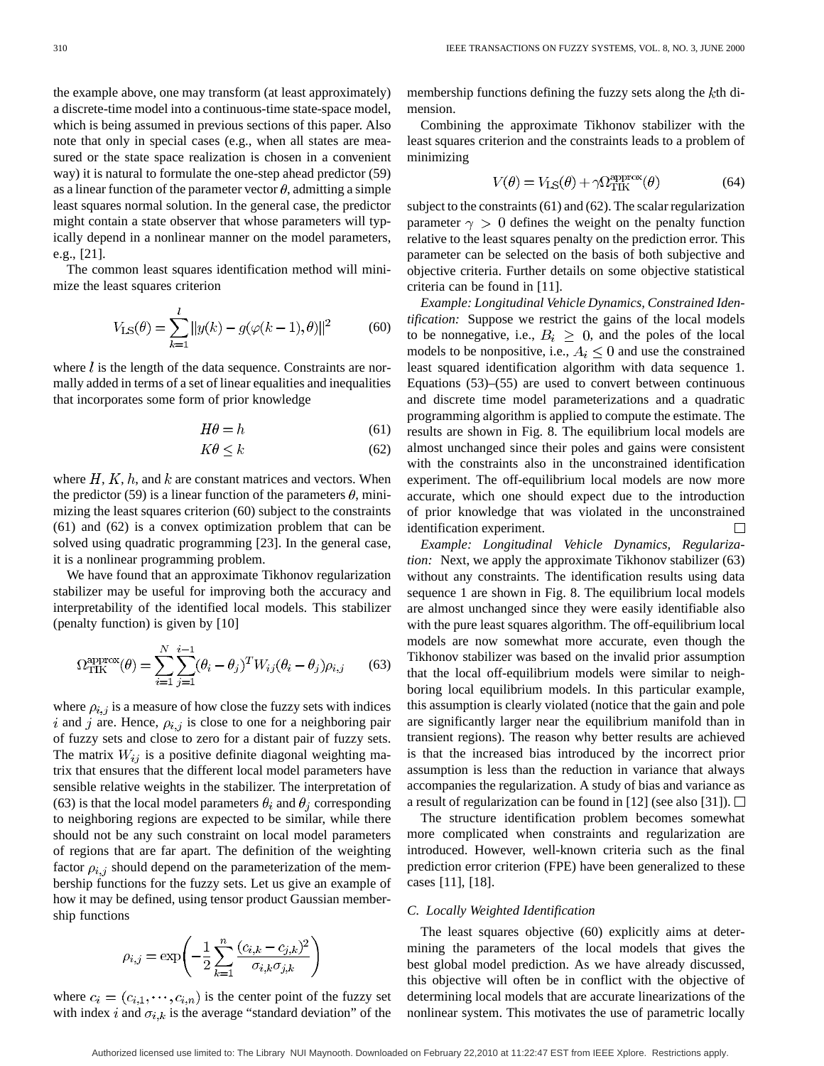the example above, one may transform (at least approximately) a discrete-time model into a continuous-time state-space model, which is being assumed in previous sections of this paper. Also note that only in special cases (e.g., when all states are measured or the state space realization is chosen in a convenient way) it is natural to formulate the one-step ahead predictor (59) as a linear function of the parameter vector $\theta$, admitting a simple least squares normal solution. In the general case, the predictor might contain a state observer that whose parameters will typically depend in a nonlinear manner on the model parameters, e.g., [21].

The common least squares identification method will minimize the least squares criterion

$$V_{\mathrm{LS}}(\theta) = \sum_{k=1}^{l} ||y(k) - g(\varphi(k-1), \theta)||^2 \tag{60}$$

where $l$ is the length of the data sequence. Constraints are normally added in terms of a set of linear equalities and inequalities that incorporates some form of prior knowledge

$$H\theta = h \tag{61}$$

$$K\theta \leq k \tag{62}$$

where $H$, $K$, $h$, and $k$ are constant matrices and vectors. When the predictor (59) is a linear function of the parameters $\theta$, minimizing the least squares criterion (60) subject to the constraints (61) and (62) is a convex optimization problem that can be solved using quadratic programming [23]. In the general case, it is a nonlinear programming problem.

We have found that an approximate Tikhonov regularization stabilizer may be useful for improving both the accuracy and interpretability of the identified local models. This stabilizer (penalty function) is given by [10]

$$\Omega_{\mathrm{TIK}}^{\mathrm{approx}}(\theta) = \sum_{i=1}^{N} \sum_{j=1}^{i-1} (\theta_i - \theta_j)^T W_{ij} (\theta_i - \theta_j) \rho_{i,j} \tag{63}$$

where $\rho_{i,j}$ is a measure of how close the fuzzy sets with indices $i$ and $j$ are. Hence, $\rho_{i,j}$ is close to one for a neighboring pair of fuzzy sets and close to zero for a distant pair of fuzzy sets. The matrix $W_{ij}$ is a positive definite diagonal weighting matrix that ensures that the different local model parameters have sensible relative weights in the stabilizer. The interpretation of (63) is that the local model parameters $\theta_i$ and $\theta_j$ corresponding to neighboring regions are expected to be similar, while there should not be any such constraint on local model parameters of regions that are far apart. The definition of the weighting factor $\rho_{i,j}$ should depend on the parameterization of the membership functions for the fuzzy sets. Let us give an example of how it may be defined, using tensor product Gaussian membership functions

$$\rho_{i,j} = \exp\left(-\frac{1}{2} \sum_{k=1}^{n} \frac{(c_{i,k} - c_{j,k})^2}{\sigma_{i,k}\sigma_{j,k}}\right)$$

where $c_i = (c_{i,1}, \cdots, c_{i,n})$ is the center point of the fuzzy set with index $i$ and $\sigma_{i,k}$ is the average "standard deviation" of the membership functions defining the fuzzy sets along the $k$th dimension.

Combining the approximate Tikhonov stabilizer with the least squares criterion and the constraints leads to a problem of minimizing

$$V(\theta) = V_{\mathrm{LS}}(\theta) + \gamma \Omega_{\mathrm{TIK}}^{\mathrm{approx}}(\theta) \tag{64}$$

subject to the constraints (61) and (62). The scalar regularization parameter $\gamma > 0$ defines the weight on the penalty function relative to the least squares penalty on the prediction error. This parameter can be selected on the basis of both subjective and objective criteria. Further details on some objective statistical criteria can be found in [11].

*Example: Longitudinal Vehicle Dynamics, Constrained Identification:* Suppose we restrict the gains of the local models to be nonnegative, i.e., $B_i \geq 0$, and the poles of the local models to be nonpositive, i.e., $A_i \leq 0$ and use the constrained least squared identification algorithm with data sequence 1. Equations (53)–(55) are used to convert between continuous and discrete time model parameterizations and a quadratic programming algorithm is applied to compute the estimate. The results are shown in Fig. 8. The equilibrium local models are almost unchanged since their poles and gains were consistent with the constraints also in the unconstrained identification experiment. The off-equilibrium local models are now more accurate, which one should expect due to the introduction of prior knowledge that was violated in the unconstrained identification experiment. □

*Example: Longitudinal Vehicle Dynamics, Regularization:* Next, we apply the approximate Tikhonov stabilizer (63) without any constraints. The identification results using data sequence 1 are shown in Fig. 8. The equilibrium local models are almost unchanged since they were easily identifiable also with the pure least squares algorithm. The off-equilibrium local models are now somewhat more accurate, even though the Tikhonov stabilizer was based on the invalid prior assumption that the local off-equilibrium models were similar to neighboring local equilibrium models. In this particular example, this assumption is clearly violated (notice that the gain and pole are significantly larger near the equilibrium manifold than in transient regions). The reason why better results are achieved is that the increased bias introduced by the incorrect prior assumption is less than the reduction in variance that always accompanies the regularization. A study of bias and variance as a result of regularization can be found in [12] (see also [31]). □

The structure identification problem becomes somewhat more complicated when constraints and regularization are introduced. However, well-known criteria such as the final prediction error criterion (FPE) have been generalized to these cases [11], [18].

### C. Locally Weighted Identification

The least squares objective (60) explicitly aims at determining the parameters of the local models that gives the best global model prediction. As we have already discussed, this objective will often be in conflict with the objective of determining local models that are accurate linearizations of the nonlinear system. This motivates the use of parametric locally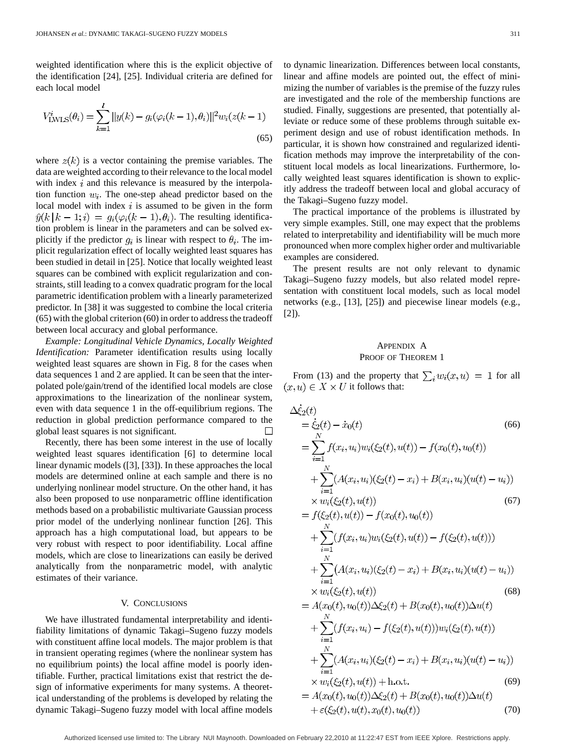weighted identification where this is the explicit objective of the identification [24], [25]. Individual criteria are defined for each local model

$$V_{\mathrm{LWLS}}^{i}(\theta_i) = \sum_{k=1}^{l} ||y(k) - g_i(\varphi_i(k-1), \theta_i)||^2 w_i(z(k-1) \tag{65}$$

where $z(k)$ is a vector containing the premise variables. The data are weighted according to their relevance to the local model with index $i$ and this relevance is measured by the interpolation function $w_i$. The one-step ahead predictor based on the local model with index $i$ is assumed to be given in the form $\hat{y}(k\,|\,k-1; i) = g_i(\varphi_i(k-1), \theta_i)$. The resulting identification problem is linear in the parameters and can be solved explicitly if the predictor $g_i$ is linear with respect to $\theta_i$. The implicit regularization effect of locally weighted least squares has been studied in detail in [25]. Notice that locally weighted least squares can be combined with explicit regularization and constraints, still leading to a convex quadratic program for the local parametric identification problem with a linearly parameterized predictor. In [38] it was suggested to combine the local criteria (65) with the global criterion (60) in order to address the tradeoff between local accuracy and global performance.

*Example: Longitudinal Vehicle Dynamics, Locally Weighted Identification:* Parameter identification results using locally weighted least squares are shown in Fig. 8 for the cases when data sequences 1 and 2 are applied. It can be seen that the interpolated pole/gain/trend of the identified local models are close approximations to the linearization of the nonlinear system, even with data sequence 1 in the off-equilibrium regions. The reduction in global prediction performance compared to the global least squares is not significant. □

Recently, there has been some interest in the use of locally weighted least squares identification [6] to determine local linear dynamic models ([3], [33]). In these approaches the local models are determined online at each sample and there is no underlying nonlinear model structure. On the other hand, it has also been proposed to use nonparametric offline identification methods based on a probabilistic multivariate Gaussian process prior model of the underlying nonlinear function [26]. This approach has a high computational load, but appears to be very robust with respect to poor identifiability. Local affine models, which are close to linearizations can easily be derived analytically from the nonparametric model, with analytic estimates of their variance.

## V. Conclusions

We have illustrated fundamental interpretability and identifiability limitations of dynamic Takagi–Sugeno fuzzy models with constituent affine local models. The major problem is that in transient operating regimes (where the nonlinear system has no equilibrium points) the local affine model is poorly identifiable. Further, practical limitations exist that restrict the design of informative experiments for many systems. A theoretical understanding of the problems is developed by relating the dynamic Takagi–Sugeno fuzzy model with local affine models to dynamic linearization. Differences between local constants, linear and affine models are pointed out, the effect of minimizing the number of variables is the premise of the fuzzy rules are investigated and the role of the membership functions are studied. Finally, suggestions are presented, that potentially alleviate or reduce some of these problems through suitable experiment design and use of robust identification methods. In particular, it is shown how constrained and regularized identification methods may improve the interpretability of the constituent local models as local linearizations. Furthermore, locally weighted least squares identification is shown to explicitly address the tradeoff between local and global accuracy of the Takagi–Sugeno fuzzy model.

The practical importance of the problems is illustrated by very simple examples. Still, one may expect that the problems related to interpretability and identifiability will be much more pronounced when more complex higher order and multivariable examples are considered.

The present results are not only relevant to dynamic Takagi–Sugeno fuzzy models, but also related model representation with constituent local models, such as local model networks (e.g., [13], [25]) and piecewise linear models (e.g., [2]).

## Appendix A
## Proof of Theorem 1

From (13) and the property that $\sum_i w_i(x,u) = 1$ for all $(x,u) \in X \times U$ it follows that:

$$\begin{aligned}
&\Delta\dot{\xi}_2(t) \\
&= \dot{\xi}_2(t) - \dot{x}_0(t) \qquad (66)\\
&= \sum_{i=1}^{N} f(x_i,u_i) w_i(\xi_2(t),u(t)) - f(x_0(t),u_0(t)) \\
&\quad + \sum_{i=1}^{N} (A(x_i,u_i)(\xi_2(t)-x_i) + B(x_i,u_i)(u(t)-u_i)) \\
&\quad \times w_i(\xi_2(t),u(t)) \qquad (67)\\
&= f(\xi_2(t),u(t)) - f(x_0(t),u_0(t)) \\
&\quad + \sum_{i=1}^{N} (f(x_i,u_i) w_i(\xi_2(t),u(t)) - f(\xi_2(t),u(t))) \\
&\quad + \sum_{i=1}^{N} (A(x_i,u_i)(\xi_2(t)-x_i) + B(x_i,u_i)(u(t)-u_i)) \\
&\quad \times w_i(\xi_2(t),u(t)) \qquad (68)\\
&= A(x_0(t),u_0(t))\Delta\xi_2(t) + B(x_0(t),u_0(t))\Delta u(t) \\
&\quad + \sum_{i=1}^{N} (f(x_i,u_i) - f(\xi_2(t),u(t))) w_i(\xi_2(t),u(t)) \\
&\quad + \sum_{i=1}^{N} (A(x_i,u_i)(\xi_2(t)-x_i) + B(x_i,u_i)(u(t)-u_i)) \\
&\quad \times w_i(\xi_2(t),u(t)) + \text{h.o.t.} \qquad (69)\\
&= A(x_0(t),u_0(t))\Delta\xi_2(t) + B(x_0(t),u_0(t))\Delta u(t) \\
&\quad + \varepsilon(\xi_2(t),u(t),x_0(t),u_0(t)) \qquad (70)
\end{aligned}$$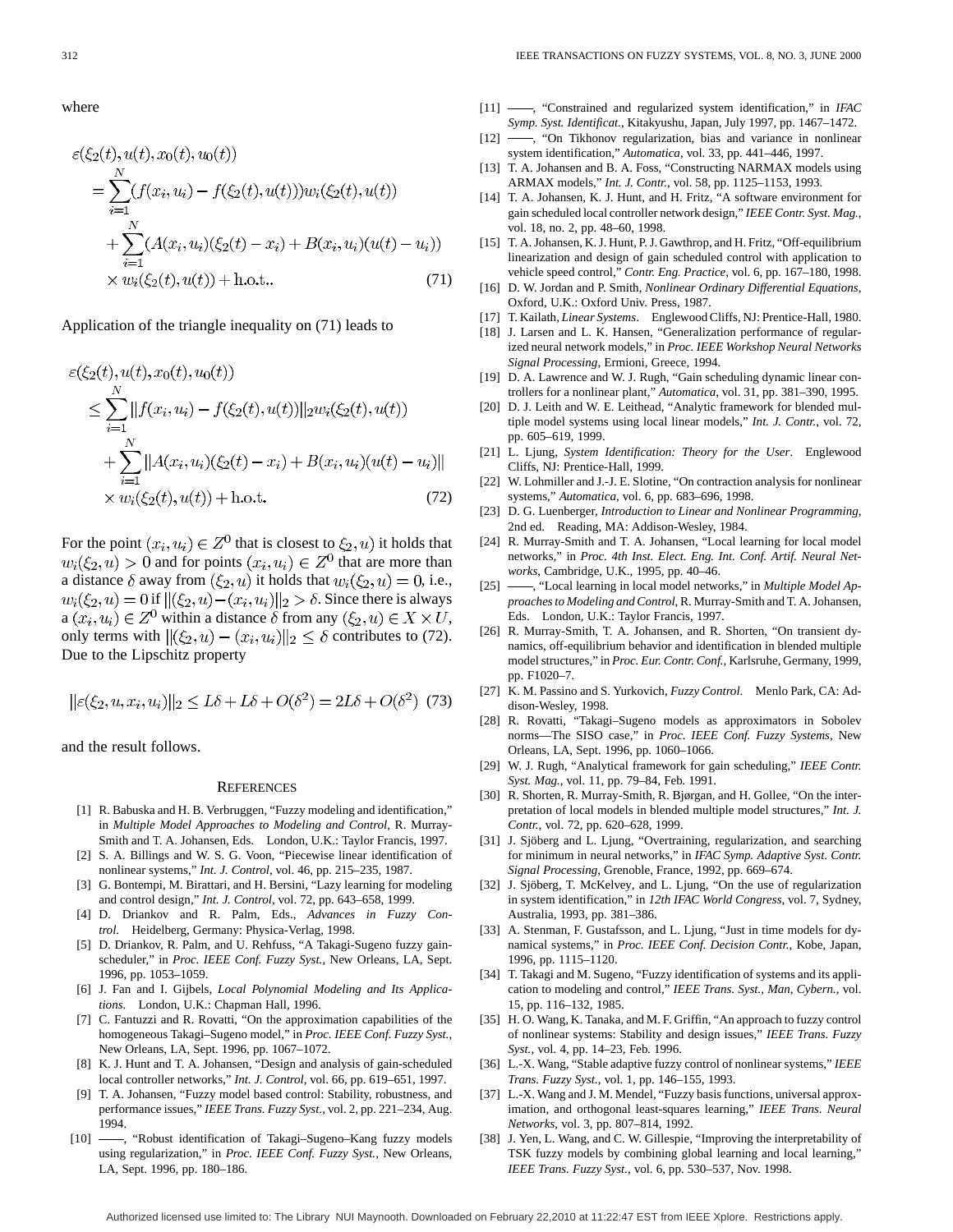where

$$
\begin{aligned}
\varepsilon(\xi_2(t), u(t), x_0(t), u_0(t)) &= \sum_{i=1}^{N} (f(x_i, u_i) - f(\xi_2(t), u(t))) w_i(\xi_2(t), u(t)) \\
&\quad + \sum_{i=1}^{N} (A(x_i, u_i)(\xi_2(t) - x_i) + B(x_i, u_i)(u(t) - u_i)) \\
&\quad \times w_i(\xi_2(t), u(t)) + \text{h.o.t.}.
\end{aligned} \tag{71}
$$

Application of the triangle inequality on (71) leads to

$$
\begin{aligned}
\varepsilon(\xi_2(t), u(t), x_0(t), u_0(t)) &\leq \sum_{i=1}^{N} \|f(x_i, u_i) - f(\xi_2(t), u(t))\|_2 w_i(\xi_2(t), u(t)) \\
&\quad + \sum_{i=1}^{N} \|A(x_i, u_i)(\xi_2(t) - x_i) + B(x_i, u_i)(u(t) - u_i)\| \\
&\quad \times w_i(\xi_2(t), u(t)) + \text{h.o.t.}
\end{aligned} \tag{72}
$$

For the point $(x_i, u_i) \in Z^0$ that is closest to $\xi_2, u)$ it holds that $w_i(\xi_2, u) > 0$ and for points $(x_i, u_i) \in Z^0$ that are more than a distance $\delta$ away from $(\xi_2, u)$ it holds that $w_i(\xi_2, u) = 0$, i.e., $w_i(\xi_2, u) = 0$ if $\|(\xi_2, u) - (x_i, u_i)\|_2 > \delta$. Since there is always a $(x_i, u_i) \in Z^0$ within a distance $\delta$ from any $(\xi_2, u) \in X \times U$, only terms with $\|(\xi_2, u) - (x_i, u_i)\|_2 \leq \delta$ contributes to (72). Due to the Lipschitz property

$$
\|\varepsilon(\xi_2, u, x_i, u_i)\|_2 \leq L\delta + L\delta + O(\delta^2) = 2L\delta + O(\delta^2) \tag{73}
$$

and the result follows.

## References

[1] R. Babuska and H. B. Verbruggen, "Fuzzy modeling and identification," in *Multiple Model Approaches to Modeling and Control*, R. Murray-Smith and T. A. Johansen, Eds. London, U.K.: Taylor Francis, 1997.

[2] S. A. Billings and W. S. G. Voon, "Piecewise linear identification of nonlinear systems," *Int. J. Control*, vol. 46, pp. 215–235, 1987.

[3] G. Bontempi, M. Birattari, and H. Bersini, "Lazy learning for modeling and control design," *Int. J. Control*, vol. 72, pp. 643–658, 1999.

[4] D. Driankov and R. Palm, Eds., *Advances in Fuzzy Control*. Heidelberg, Germany: Physica-Verlag, 1998.

[5] D. Driankov, R. Palm, and U. Rehfuss, "A Takagi-Sugeno fuzzy gain-scheduler," in *Proc. IEEE Conf. Fuzzy Syst.*, New Orleans, LA, Sept. 1996, pp. 1053–1059.

[6] J. Fan and I. Gijbels, *Local Polynomial Modeling and Its Applications*. London, U.K.: Chapman Hall, 1996.

[7] C. Fantuzzi and R. Rovatti, "On the approximation capabilities of the homogeneous Takagi–Sugeno model," in *Proc. IEEE Conf. Fuzzy Syst.*, New Orleans, LA, Sept. 1996, pp. 1067–1072.

[8] K. J. Hunt and T. A. Johansen, "Design and analysis of gain-scheduled local controller networks," *Int. J. Control*, vol. 66, pp. 619–651, 1997.

[9] T. A. Johansen, "Fuzzy model based control: Stability, robustness, and performance issues," *IEEE Trans. Fuzzy Syst.*, vol. 2, pp. 221–234, Aug. 1994.

[10] ——, "Robust identification of Takagi–Sugeno–Kang fuzzy models using regularization," in *Proc. IEEE Conf. Fuzzy Syst.*, New Orleans, LA, Sept. 1996, pp. 180–186.

[11] ——, "Constrained and regularized system identification," in *IFAC Symp. Syst. Identificat.*, Kitakyushu, Japan, July 1997, pp. 1467–1472.

[12] ——, "On Tikhonov regularization, bias and variance in nonlinear system identification," *Automatica*, vol. 33, pp. 441–446, 1997.

[13] T. A. Johansen and B. A. Foss, "Constructing NARMAX models using ARMAX models," *Int. J. Contr.*, vol. 58, pp. 1125–1153, 1993.

[14] T. A. Johansen, K. J. Hunt, and H. Fritz, "A software environment for gain scheduled local controller network design," *IEEE Contr. Syst. Mag.*, vol. 18, no. 2, pp. 48–60, 1998.

[15] T. A. Johansen, K. J. Hunt, P. J. Gawthrop, and H. Fritz, "Off-equilibrium linearization and design of gain scheduled control with application to vehicle speed control," *Contr. Eng. Practice*, vol. 6, pp. 167–180, 1998.

[16] D. W. Jordan and P. Smith, *Nonlinear Ordinary Differential Equations*. Oxford, U.K.: Oxford Univ. Press, 1987.

[17] T. Kailath, *Linear Systems*. Englewood Cliffs, NJ: Prentice-Hall, 1980.

[18] J. Larsen and L. K. Hansen, "Generalization performance of regularized neural network models," in *Proc. IEEE Workshop Neural Networks Signal Processing*, Ermioni, Greece, 1994.

[19] D. A. Lawrence and W. J. Rugh, "Gain scheduling dynamic linear controllers for a nonlinear plant," *Automatica*, vol. 31, pp. 381–390, 1995.

[20] D. J. Leith and W. E. Leithead, "Analytic framework for blended multiple model systems using local linear models," *Int. J. Contr.*, vol. 72, pp. 605–619, 1999.

[21] L. Ljung, *System Identification: Theory for the User*. Englewood Cliffs, NJ: Prentice-Hall, 1999.

[22] W. Lohmiller and J.-J. E. Slotine, "On contraction analysis for nonlinear systems," *Automatica*, vol. 6, pp. 683–696, 1998.

[23] D. G. Luenberger, *Introduction to Linear and Nonlinear Programming*, 2nd ed. Reading, MA: Addison-Wesley, 1984.

[24] R. Murray-Smith and T. A. Johansen, "Local learning for local model networks," in *Proc. 4th Inst. Elect. Eng. Int. Conf. Artif. Neural Networks*, Cambridge, U.K., 1995, pp. 40–46.

[25] ——, "Local learning in local model networks," in *Multiple Model Approaches to Modeling and Control*, R. Murray-Smith and T. A. Johansen, Eds. London, U.K.: Taylor Francis, 1997.

[26] R. Murray-Smith, T. A. Johansen, and R. Shorten, "On transient dynamics, off-equilibrium behavior and identification in blended multiple model structures," in *Proc. Eur. Contr. Conf.*, Karlsruhe, Germany, 1999, pp. F1020–7.

[27] K. M. Passino and S. Yurkovich, *Fuzzy Control*. Menlo Park, CA: Addison-Wesley, 1998.

[28] R. Rovatti, "Takagi–Sugeno models as approximators in Sobolev norms—The SISO case," in *Proc. IEEE Conf. Fuzzy Systems*, New Orleans, LA, Sept. 1996, pp. 1060–1066.

[29] W. J. Rugh, "Analytical framework for gain scheduling," *IEEE Contr. Syst. Mag.*, vol. 11, pp. 79–84, Feb. 1991.

[30] R. Shorten, R. Murray-Smith, R. Bjørgan, and H. Gollee, "On the interpretation of local models in blended multiple model structures," *Int. J. Contr.*, vol. 72, pp. 620–628, 1999.

[31] J. Sjöberg and L. Ljung, "Overtraining, regularization, and searching for minimum in neural networks," in *IFAC Symp. Adaptive Syst. Contr. Signal Processing*, Grenoble, France, 1992, pp. 669–674.

[32] J. Sjöberg, T. McKelvey, and L. Ljung, "On the use of regularization in system identification," in *12th IFAC World Congress*, vol. 7, Sydney, Australia, 1993, pp. 381–386.

[33] A. Stenman, F. Gustafsson, and L. Ljung, "Just in time models for dynamical systems," in *Proc. IEEE Conf. Decision Contr.*, Kobe, Japan, 1996, pp. 1115–1120.

[34] T. Takagi and M. Sugeno, "Fuzzy identification of systems and its application to modeling and control," *IEEE Trans. Syst., Man, Cybern.*, vol. 15, pp. 116–132, 1985.

[35] H. O. Wang, K. Tanaka, and M. F. Griffin, "An approach to fuzzy control of nonlinear systems: Stability and design issues," *IEEE Trans. Fuzzy Syst.*, vol. 4, pp. 14–23, Feb. 1996.

[36] L.-X. Wang, "Stable adaptive fuzzy control of nonlinear systems," *IEEE Trans. Fuzzy Syst.*, vol. 1, pp. 146–155, 1993.

[37] L.-X. Wang and J. M. Mendel, "Fuzzy basis functions, universal approximation, and orthogonal least-squares learning," *IEEE Trans. Neural Networks*, vol. 3, pp. 807–814, 1992.

[38] J. Yen, L. Wang, and C. W. Gillespie, "Improving the interpretability of TSK fuzzy models by combining global learning and local learning," *IEEE Trans. Fuzzy Syst.*, vol. 6, pp. 530–537, Nov. 1998.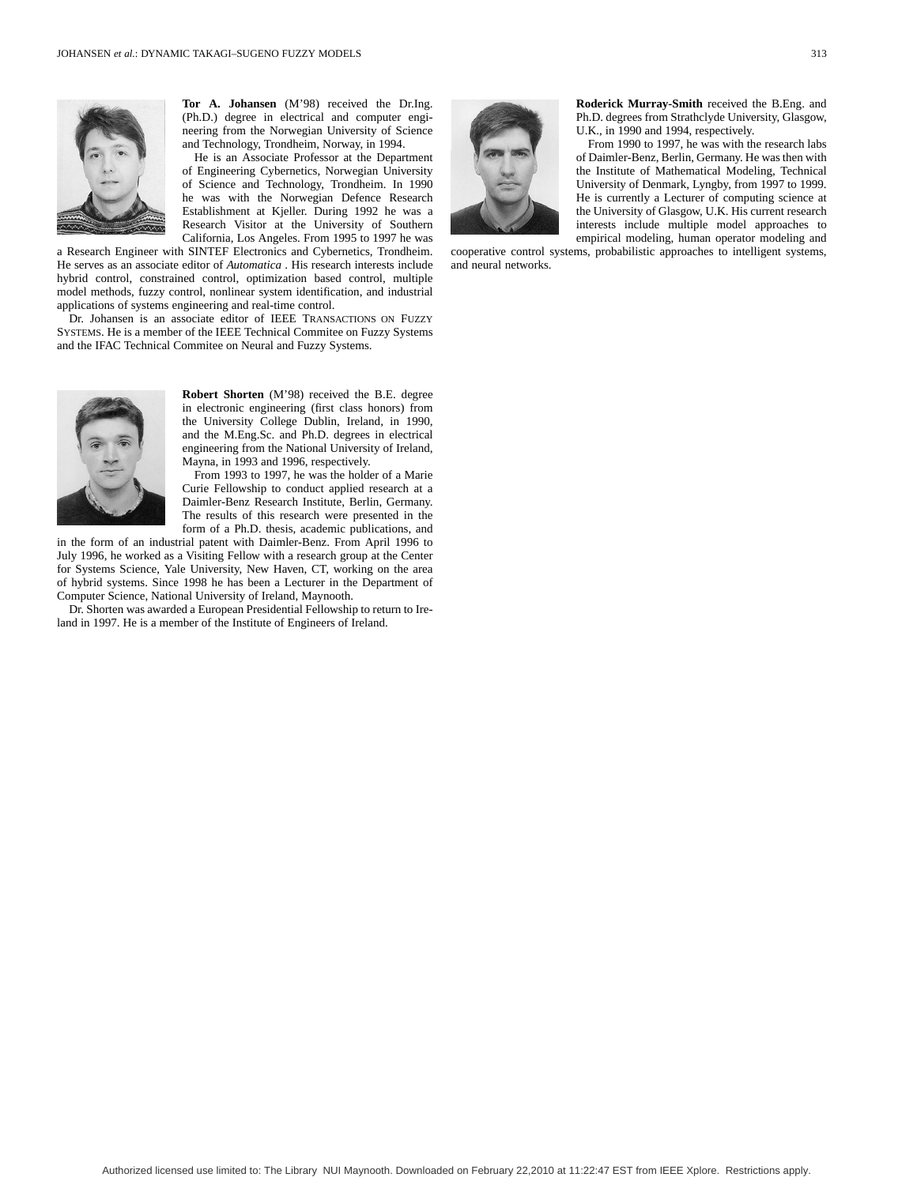**Tor A. Johansen** (M'98) received the Dr.Ing. (Ph.D.) degree in electrical and computer engineering from the Norwegian University of Science and Technology, Trondheim, Norway, in 1994.

He is an Associate Professor at the Department of Engineering Cybernetics, Norwegian University of Science and Technology, Trondheim. In 1990 he was with the Norwegian Defence Research Establishment at Kjeller. During 1992 he was a Research Visitor at the University of Southern California, Los Angeles. From 1995 to 1997 he was a Research Engineer with SINTEF Electronics and Cybernetics, Trondheim. He serves as an associate editor of *Automatica* . His research interests include hybrid control, constrained control, optimization based control, multiple model methods, fuzzy control, nonlinear system identification, and industrial applications of systems engineering and real-time control.

Dr. Johansen is an associate editor of IEEE TRANSACTIONS ON FUZZY SYSTEMS. He is a member of the IEEE Technical Commitee on Fuzzy Systems and the IFAC Technical Commitee on Neural and Fuzzy Systems.

**Robert Shorten** (M'98) received the B.E. degree in electronic engineering (first class honors) from the University College Dublin, Ireland, in 1990, and the M.Eng.Sc. and Ph.D. degrees in electrical engineering from the National University of Ireland, Mayna, in 1993 and 1996, respectively.

From 1993 to 1997, he was the holder of a Marie Curie Fellowship to conduct applied research at a Daimler-Benz Research Institute, Berlin, Germany. The results of this research were presented in the form of a Ph.D. thesis, academic publications, and in the form of an industrial patent with Daimler-Benz. From April 1996 to July 1996, he worked as a Visiting Fellow with a research group at the Center for Systems Science, Yale University, New Haven, CT, working on the area of hybrid systems. Since 1998 he has been a Lecturer in the Department of Computer Science, National University of Ireland, Maynooth.

Dr. Shorten was awarded a European Presidential Fellowship to return to Ireland in 1997. He is a member of the Institute of Engineers of Ireland.

**Roderick Murray-Smith** received the B.Eng. and Ph.D. degrees from Strathclyde University, Glasgow, U.K., in 1990 and 1994, respectively.

From 1990 to 1997, he was with the research labs of Daimler-Benz, Berlin, Germany. He was then with the Institute of Mathematical Modeling, Technical University of Denmark, Lyngby, from 1997 to 1999. He is currently a Lecturer of computing science at the University of Glasgow, U.K. His current research interests include multiple model approaches to empirical modeling, human operator modeling and cooperative control systems, probabilistic approaches to intelligent systems, and neural networks.